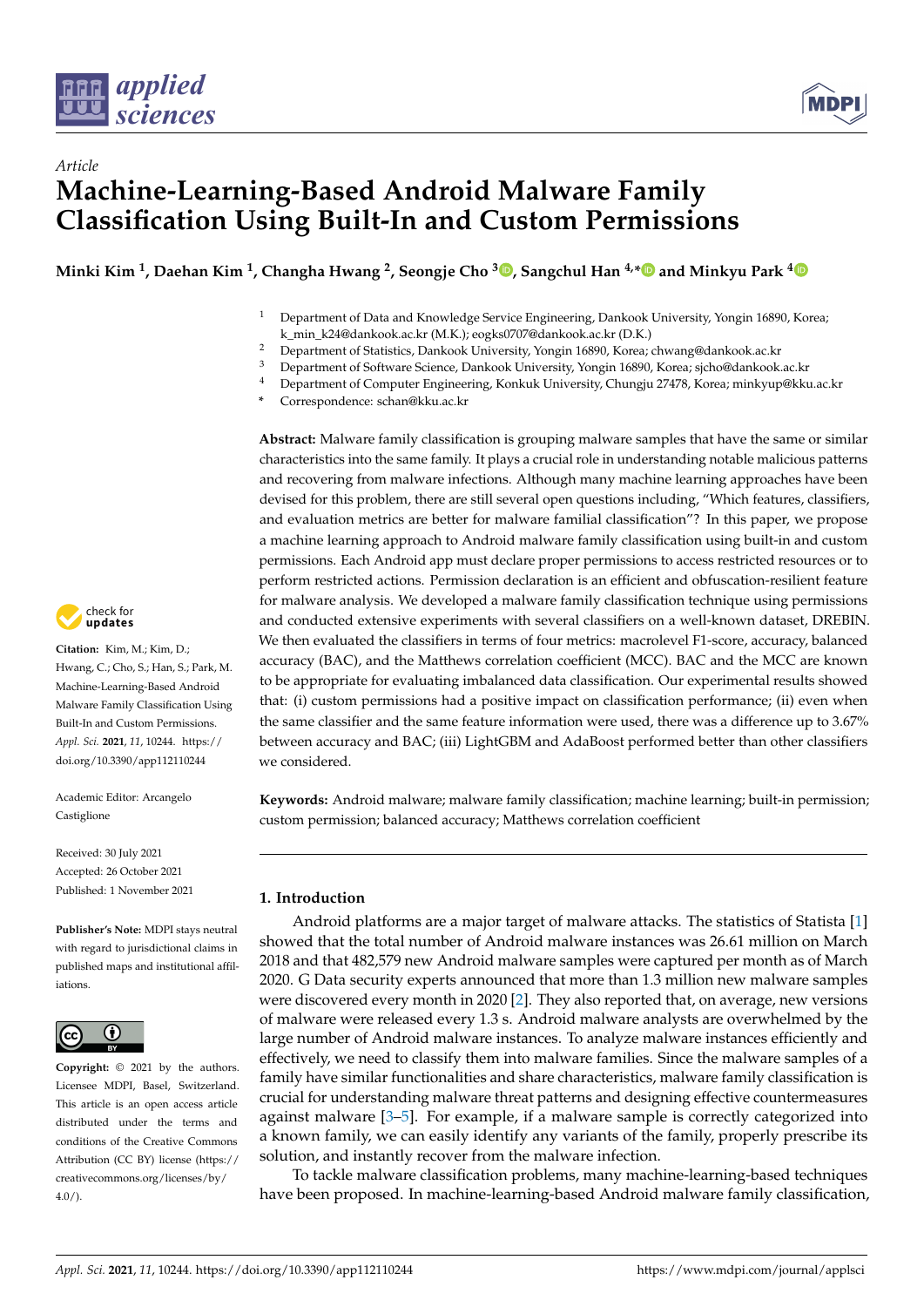*Article*

# Machine-Learning-Based Android Malware Family Classification Using Built-In and Custom Permissions

**Minki Kim [1], Daehan Kim [1], Changha Hwang [2], Seongje Cho [3], Sangchul Han [4,*] and Minkyu Park [4]**

[1] Department of Data and Knowledge Service Engineering, Dankook University, Yongin 16890, Korea; k_min_k24@dankook.ac.kr (M.K.); eogks0707@dankook.ac.kr (D.K.)
[2] Department of Statistics, Dankook University, Yongin 16890, Korea; chwang@dankook.ac.kr
[3] Department of Software Science, Dankook University, Yongin 16890, Korea; sjcho@dankook.ac.kr
[4] Department of Computer Engineering, Konkuk University, Chungju 27478, Korea; minkyup@kku.ac.kr
* Correspondence: schan@kku.ac.kr

**Abstract:** Malware family classification is grouping malware samples that have the same or similar characteristics into the same family. It plays a crucial role in understanding notable malicious patterns and recovering from malware infections. Although many machine learning approaches have been devised for this problem, there are still several open questions including, "Which features, classifiers, and evaluation metrics are better for malware familial classification"? In this paper, we propose a machine learning approach to Android malware family classification using built-in and custom permissions. Each Android app must declare proper permissions to access restricted resources or to perform restricted actions. Permission declaration is an efficient and obfuscation-resilient feature for malware analysis. We developed a malware family classification technique using permissions and conducted extensive experiments with several classifiers on a well-known dataset, DREBIN. We then evaluated the classifiers in terms of four metrics: macrolevel F1-score, accuracy, balanced accuracy (BAC), and the Matthews correlation coefficient (MCC). BAC and the MCC are known to be appropriate for evaluating imbalanced data classification. Our experimental results showed that: (i) custom permissions had a positive impact on classification performance; (ii) even when the same classifier and the same feature information were used, there was a difference up to 3.67% between accuracy and BAC; (iii) LightGBM and AdaBoost performed better than other classifiers we considered.

**Keywords:** Android malware; malware family classification; machine learning; built-in permission; custom permission; balanced accuracy; Matthews correlation coefficient

**Citation:** Kim, M.; Kim, D.; Hwang, C.; Cho, S.; Han, S.; Park, M. Machine-Learning-Based Android Malware Family Classification Using Built-In and Custom Permissions. *Appl. Sci.* **2021**, *11*, 10244. https://doi.org/10.3390/app112110244

Academic Editor: Arcangelo Castiglione

Received: 30 July 2021
Accepted: 26 October 2021
Published: 1 November 2021

**Publisher's Note:** MDPI stays neutral with regard to jurisdictional claims in published maps and institutional affiliations.

**Copyright:** © 2021 by the authors. Licensee MDPI, Basel, Switzerland. This article is an open access article distributed under the terms and conditions of the Creative Commons Attribution (CC BY) license (https://creativecommons.org/licenses/by/4.0/).

## 1. Introduction

Android platforms are a major target of malware attacks. The statistics of Statista [1] showed that the total number of Android malware instances was 26.61 million on March 2018 and that 482,579 new Android malware samples were captured per month as of March 2020. G Data security experts announced that more than 1.3 million new malware samples were discovered every month in 2020 [2]. They also reported that, on average, new versions of malware were released every 1.3 s. Android malware analysts are overwhelmed by the large number of Android malware instances. To analyze malware instances efficiently and effectively, we need to classify them into malware families. Since the malware samples of a family have similar functionalities and share characteristics, malware family classification is crucial for understanding malware threat patterns and designing effective countermeasures against malware [3–5]. For example, if a malware sample is correctly categorized into a known family, we can easily identify any variants of the family, properly prescribe its solution, and instantly recover from the malware infection.

To tackle malware classification problems, many machine-learning-based techniques have been proposed. In machine-learning-based Android malware family classification,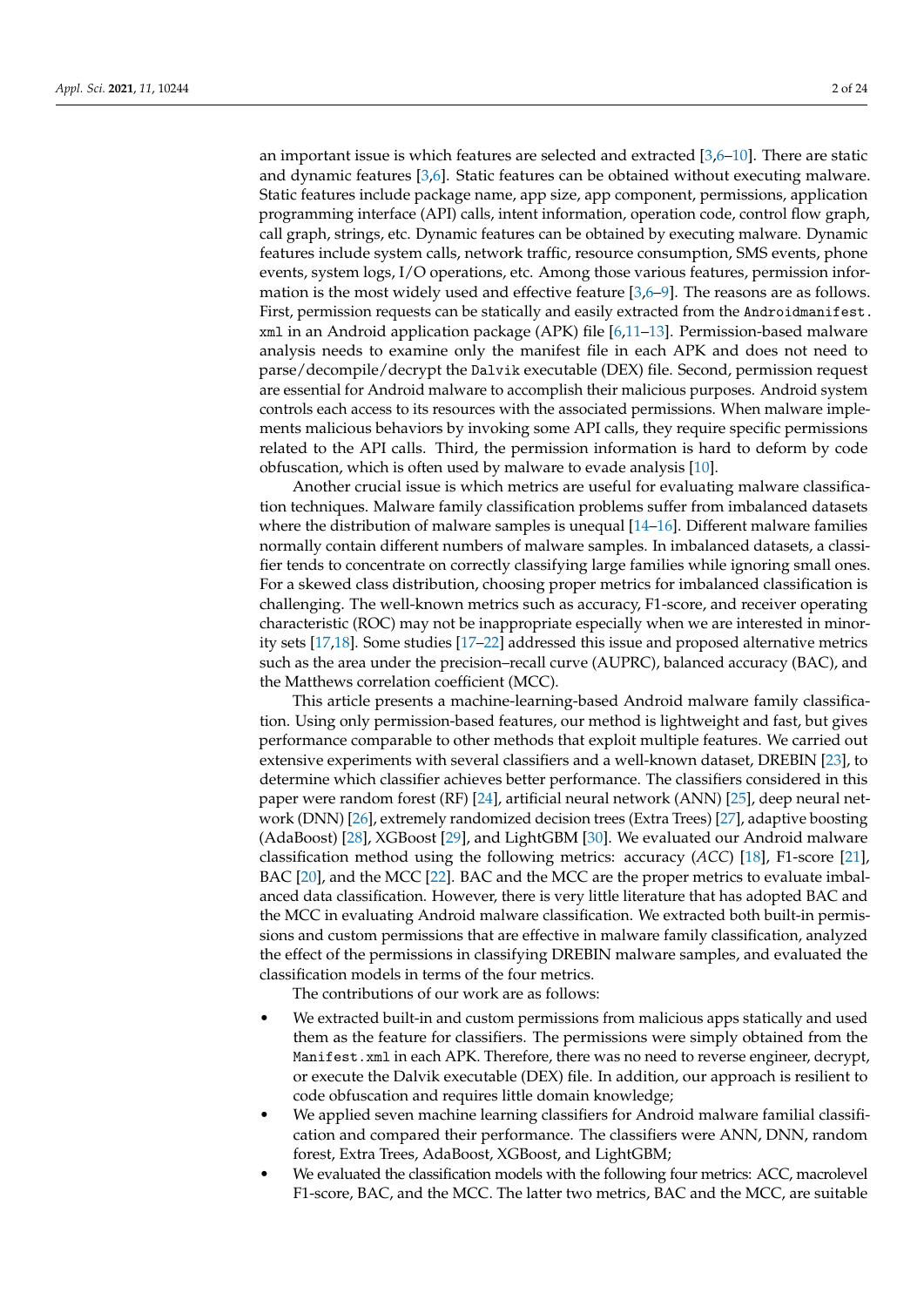an important issue is which features are selected and extracted [3,6–10]. There are static and dynamic features [3,6]. Static features can be obtained without executing malware. Static features include package name, app size, app component, permissions, application programming interface (API) calls, intent information, operation code, control flow graph, call graph, strings, etc. Dynamic features can be obtained by executing malware. Dynamic features include system calls, network traffic, resource consumption, SMS events, phone events, system logs, I/O operations, etc. Among those various features, permission information is the most widely used and effective feature [3,6–9]. The reasons are as follows. First, permission requests can be statically and easily extracted from the `Androidmanifest.xml` in an Android application package (APK) file [6,11–13]. Permission-based malware analysis needs to examine only the manifest file in each APK and does not need to parse/decompile/decrypt the `Dalvik` executable (DEX) file. Second, permission request are essential for Android malware to accomplish their malicious purposes. Android system controls each access to its resources with the associated permissions. When malware implements malicious behaviors by invoking some API calls, they require specific permissions related to the API calls. Third, the permission information is hard to deform by code obfuscation, which is often used by malware to evade analysis [10].

Another crucial issue is which metrics are useful for evaluating malware classification techniques. Malware family classification problems suffer from imbalanced datasets where the distribution of malware samples is unequal [14–16]. Different malware families normally contain different numbers of malware samples. In imbalanced datasets, a classifier tends to concentrate on correctly classifying large families while ignoring small ones. For a skewed class distribution, choosing proper metrics for imbalanced classification is challenging. The well-known metrics such as accuracy, F1-score, and receiver operating characteristic (ROC) may not be inappropriate especially when we are interested in minority sets [17,18]. Some studies [17–22] addressed this issue and proposed alternative metrics such as the area under the precision–recall curve (AUPRC), balanced accuracy (BAC), and the Matthews correlation coefficient (MCC).

This article presents a machine-learning-based Android malware family classification. Using only permission-based features, our method is lightweight and fast, but gives performance comparable to other methods that exploit multiple features. We carried out extensive experiments with several classifiers and a well-known dataset, DREBIN [23], to determine which classifier achieves better performance. The classifiers considered in this paper were random forest (RF) [24], artificial neural network (ANN) [25], deep neural network (DNN) [26], extremely randomized decision trees (Extra Trees) [27], adaptive boosting (AdaBoost) [28], XGBoost [29], and LightGBM [30]. We evaluated our Android malware classification method using the following metrics: accuracy (*ACC*) [18], F1-score [21], BAC [20], and the MCC [22]. BAC and the MCC are the proper metrics to evaluate imbalanced data classification. However, there is very little literature that has adopted BAC and the MCC in evaluating Android malware classification. We extracted both built-in permissions and custom permissions that are effective in malware family classification, analyzed the effect of the permissions in classifying DREBIN malware samples, and evaluated the classification models in terms of the four metrics.

The contributions of our work are as follows:

- We extracted built-in and custom permissions from malicious apps statically and used them as the feature for classifiers. The permissions were simply obtained from the `Manifest.xml` in each APK. Therefore, there was no need to reverse engineer, decrypt, or execute the Dalvik executable (DEX) file. In addition, our approach is resilient to code obfuscation and requires little domain knowledge;
- We applied seven machine learning classifiers for Android malware familial classification and compared their performance. The classifiers were ANN, DNN, random forest, Extra Trees, AdaBoost, XGBoost, and LightGBM;
- We evaluated the classification models with the following four metrics: ACC, macrolevel F1-score, BAC, and the MCC. The latter two metrics, BAC and the MCC, are suitable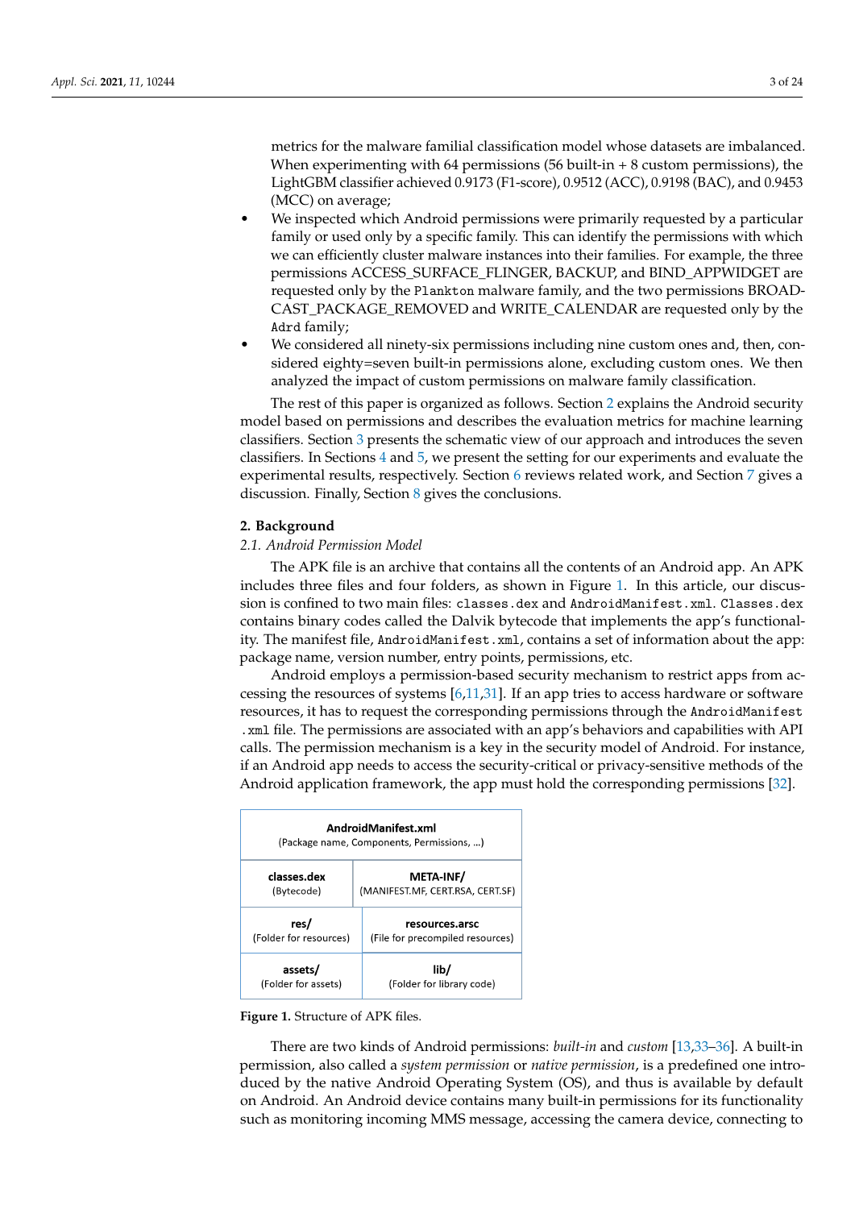metrics for the malware familial classification model whose datasets are imbalanced. When experimenting with 64 permissions (56 built-in + 8 custom permissions), the LightGBM classifier achieved 0.9173 (F1-score), 0.9512 (ACC), 0.9198 (BAC), and 0.9453 (MCC) on average;

- We inspected which Android permissions were primarily requested by a particular family or used only by a specific family. This can identify the permissions with which we can efficiently cluster malware instances into their families. For example, the three permissions ACCESS_SURFACE_FLINGER, BACKUP, and BIND_APPWIDGET are requested only by the `Plankton` malware family, and the two permissions BROADCAST_PACKAGE_REMOVED and WRITE_CALENDAR are requested only by the `Adrd` family;
- We considered all ninety-six permissions including nine custom ones and, then, considered eighty=seven built-in permissions alone, excluding custom ones. We then analyzed the impact of custom permissions on malware family classification.

The rest of this paper is organized as follows. Section 2 explains the Android security model based on permissions and describes the evaluation metrics for machine learning classifiers. Section 3 presents the schematic view of our approach and introduces the seven classifiers. In Sections 4 and 5, we present the setting for our experiments and evaluate the experimental results, respectively. Section 6 reviews related work, and Section 7 gives a discussion. Finally, Section 8 gives the conclusions.

## 2. Background

### 2.1. Android Permission Model

The APK file is an archive that contains all the contents of an Android app. An APK includes three files and four folders, as shown in Figure 1. In this article, our discussion is confined to two main files: `classes.dex` and `AndroidManifest.xml`. `Classes.dex` contains binary codes called the Dalvik bytecode that implements the app's functionality. The manifest file, `AndroidManifest.xml`, contains a set of information about the app: package name, version number, entry points, permissions, etc.

Android employs a permission-based security mechanism to restrict apps from accessing the resources of systems [6,11,31]. If an app tries to access hardware or software resources, it has to request the corresponding permissions through the `AndroidManifest.xml` file. The permissions are associated with an app's behaviors and capabilities with API calls. The permission mechanism is a key in the security model of Android. For instance, if an Android app needs to access the security-critical or privacy-sensitive methods of the Android application framework, the app must hold the corresponding permissions [32].

| **AndroidManifest.xml** (Package name, Components, Permissions, ...) | |
|---|---|
| **classes.dex** (Bytecode) | **META-INF/** (MANIFEST.MF, CERT.RSA, CERT.SF) |
| **res/** (Folder for resources) | **resources.arsc** (File for precompiled resources) |
| **assets/** (Folder for assets) | **lib/** (Folder for library code) |

**Figure 1.** Structure of APK files.

There are two kinds of Android permissions: *built-in* and *custom* [13,33–36]. A built-in permission, also called a *system permission* or *native permission*, is a predefined one introduced by the native Android Operating System (OS), and thus is available by default on Android. An Android device contains many built-in permissions for its functionality such as monitoring incoming MMS message, accessing the camera device, connecting to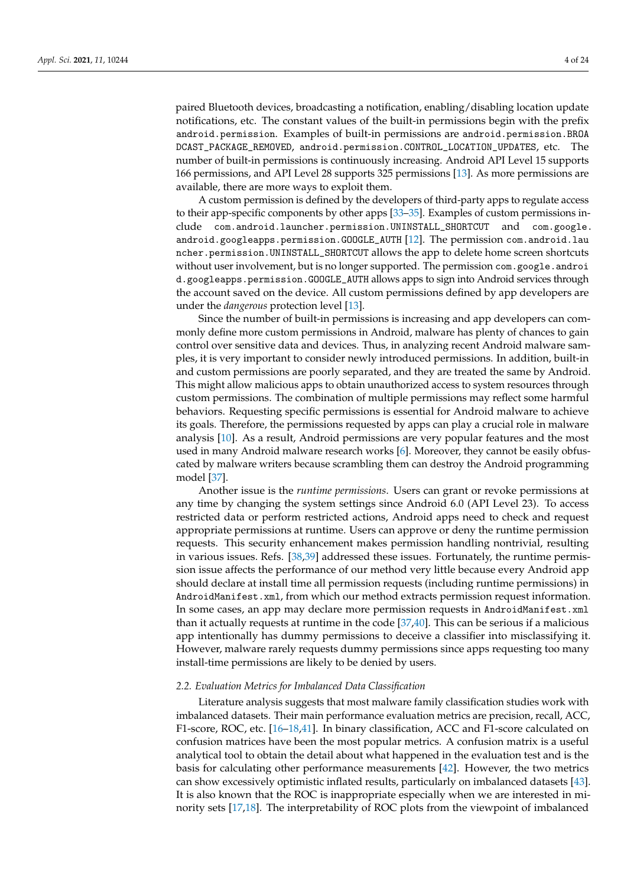paired Bluetooth devices, broadcasting a notification, enabling/disabling location update notifications, etc. The constant values of the built-in permissions begin with the prefix `android.permission`. Examples of built-in permissions are `android.permission.BROADCAST_PACKAGE_REMOVED`, `android.permission.CONTROL_LOCATION_UPDATES`, etc. The number of built-in permissions is continuously increasing. Android API Level 15 supports 166 permissions, and API Level 28 supports 325 permissions [13]. As more permissions are available, there are more ways to exploit them.

A custom permission is defined by the developers of third-party apps to regulate access to their app-specific components by other apps [33–35]. Examples of custom permissions include `com.android.launcher.permission.UNINSTALL_SHORTCUT` and `com.google.android.googleapps.permission.GOOGLE_AUTH` [12]. The permission `com.android.launcher.permission.UNINSTALL_SHORTCUT` allows the app to delete home screen shortcuts without user involvement, but is no longer supported. The permission `com.google.android.googleapps.permission.GOOGLE_AUTH` allows apps to sign into Android services through the account saved on the device. All custom permissions defined by app developers are under the *dangerous* protection level [13].

Since the number of built-in permissions is increasing and app developers can commonly define more custom permissions in Android, malware has plenty of chances to gain control over sensitive data and devices. Thus, in analyzing recent Android malware samples, it is very important to consider newly introduced permissions. In addition, built-in and custom permissions are poorly separated, and they are treated the same by Android. This might allow malicious apps to obtain unauthorized access to system resources through custom permissions. The combination of multiple permissions may reflect some harmful behaviors. Requesting specific permissions is essential for Android malware to achieve its goals. Therefore, the permissions requested by apps can play a crucial role in malware analysis [10]. As a result, Android permissions are very popular features and the most used in many Android malware research works [6]. Moreover, they cannot be easily obfuscated by malware writers because scrambling them can destroy the Android programming model [37].

Another issue is the *runtime permissions*. Users can grant or revoke permissions at any time by changing the system settings since Android 6.0 (API Level 23). To access restricted data or perform restricted actions, Android apps need to check and request appropriate permissions at runtime. Users can approve or deny the runtime permission requests. This security enhancement makes permission handling nontrivial, resulting in various issues. Refs. [38,39] addressed these issues. Fortunately, the runtime permission issue affects the performance of our method very little because every Android app should declare at install time all permission requests (including runtime permissions) in `AndroidManifest.xml`, from which our method extracts permission request information. In some cases, an app may declare more permission requests in `AndroidManifest.xml` than it actually requests at runtime in the code [37,40]. This can be serious if a malicious app intentionally has dummy permissions to deceive a classifier into misclassifying it. However, malware rarely requests dummy permissions since apps requesting too many install-time permissions are likely to be denied by users.

### 2.2. Evaluation Metrics for Imbalanced Data Classification

Literature analysis suggests that most malware family classification studies work with imbalanced datasets. Their main performance evaluation metrics are precision, recall, ACC, F1-score, ROC, etc. [16–18,41]. In binary classification, ACC and F1-score calculated on confusion matrices have been the most popular metrics. A confusion matrix is a useful analytical tool to obtain the detail about what happened in the evaluation test and is the basis for calculating other performance measurements [42]. However, the two metrics can show excessively optimistic inflated results, particularly on imbalanced datasets [43]. It is also known that the ROC is inappropriate especially when we are interested in minority sets [17,18]. The interpretability of ROC plots from the viewpoint of imbalanced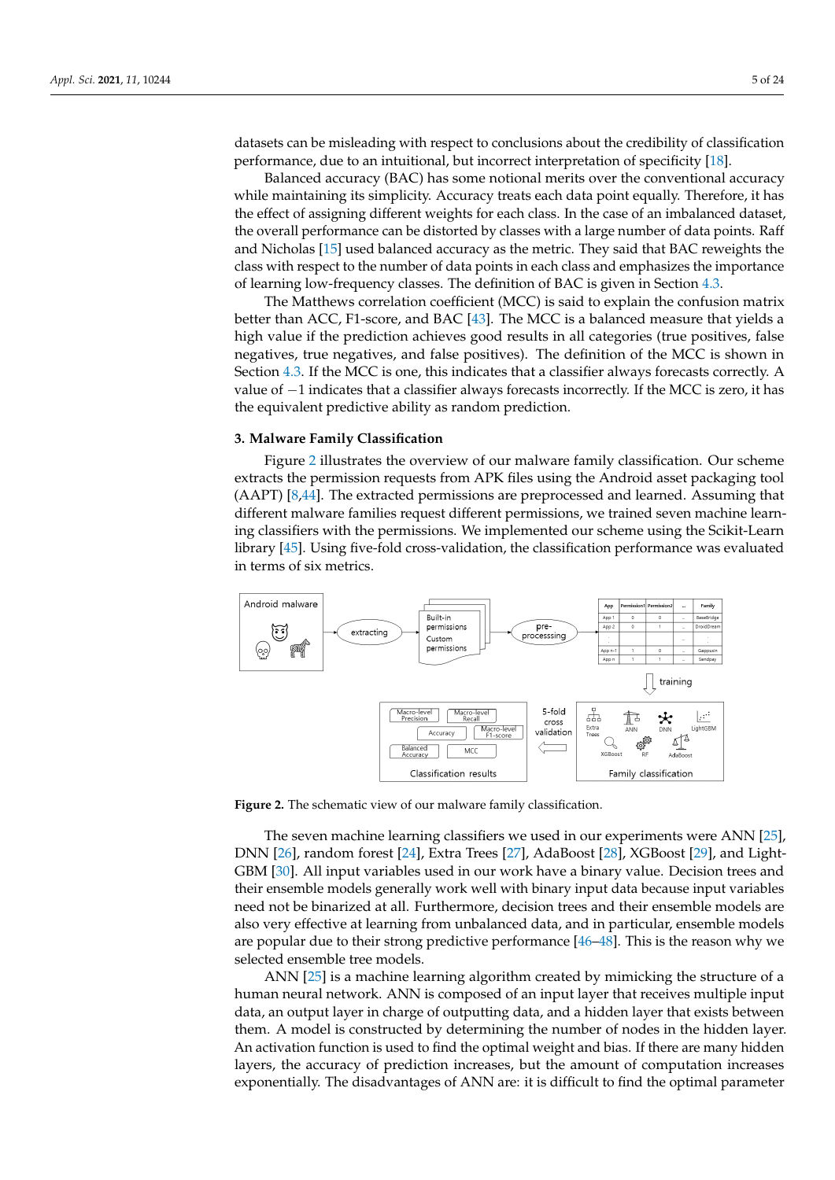datasets can be misleading with respect to conclusions about the credibility of classification performance, due to an intuitional, but incorrect interpretation of specificity [18].

Balanced accuracy (BAC) has some notional merits over the conventional accuracy while maintaining its simplicity. Accuracy treats each data point equally. Therefore, it has the effect of assigning different weights for each class. In the case of an imbalanced dataset, the overall performance can be distorted by classes with a large number of data points. Raff and Nicholas [15] used balanced accuracy as the metric. They said that BAC reweights the class with respect to the number of data points in each class and emphasizes the importance of learning low-frequency classes. The definition of BAC is given in Section 4.3.

The Matthews correlation coefficient (MCC) is said to explain the confusion matrix better than ACC, F1-score, and BAC [43]. The MCC is a balanced measure that yields a high value if the prediction achieves good results in all categories (true positives, false negatives, true negatives, and false positives). The definition of the MCC is shown in Section 4.3. If the MCC is one, this indicates that a classifier always forecasts correctly. A value of −1 indicates that a classifier always forecasts incorrectly. If the MCC is zero, it has the equivalent predictive ability as random prediction.

## 3. Malware Family Classification

Figure 2 illustrates the overview of our malware family classification. Our scheme extracts the permission requests from APK files using the Android asset packaging tool (AAPT) [8,44]. The extracted permissions are preprocessed and learned. Assuming that different malware families request different permissions, we trained seven machine learning classifiers with the permissions. We implemented our scheme using the Scikit-Learn library [45]. Using five-fold cross-validation, the classification performance was evaluated in terms of six metrics.

**Figure 2.** The schematic view of our malware family classification.

The seven machine learning classifiers we used in our experiments were ANN [25], DNN [26], random forest [24], Extra Trees [27], AdaBoost [28], XGBoost [29], and LightGBM [30]. All input variables used in our work have a binary value. Decision trees and their ensemble models generally work well with binary input data because input variables need not be binarized at all. Furthermore, decision trees and their ensemble models are also very effective at learning from unbalanced data, and in particular, ensemble models are popular due to their strong predictive performance [46–48]. This is the reason why we selected ensemble tree models.

ANN [25] is a machine learning algorithm created by mimicking the structure of a human neural network. ANN is composed of an input layer that receives multiple input data, an output layer in charge of outputting data, and a hidden layer that exists between them. A model is constructed by determining the number of nodes in the hidden layer. An activation function is used to find the optimal weight and bias. If there are many hidden layers, the accuracy of prediction increases, but the amount of computation increases exponentially. The disadvantages of ANN are: it is difficult to find the optimal parameter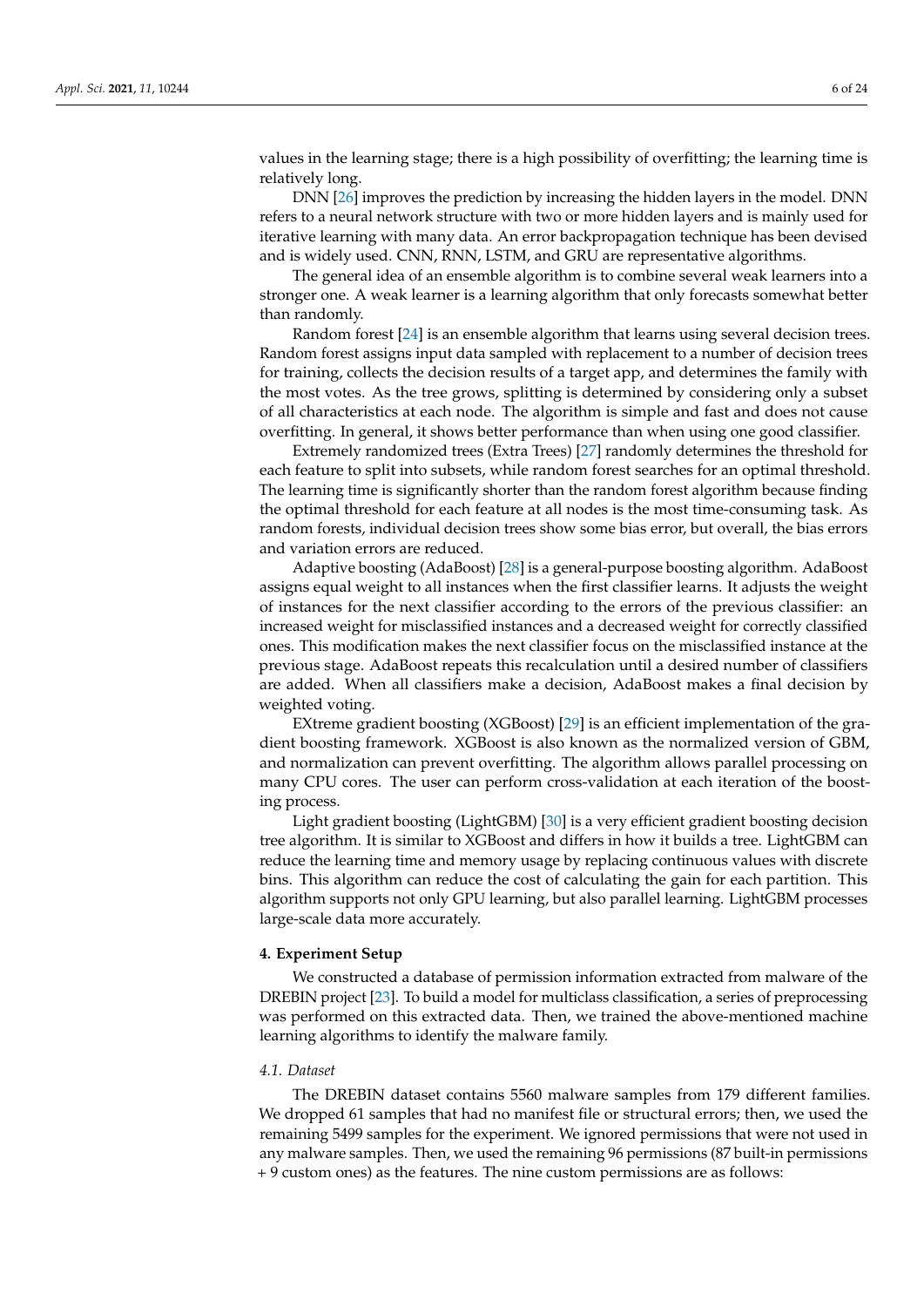values in the learning stage; there is a high possibility of overfitting; the learning time is relatively long.

DNN [26] improves the prediction by increasing the hidden layers in the model. DNN refers to a neural network structure with two or more hidden layers and is mainly used for iterative learning with many data. An error backpropagation technique has been devised and is widely used. CNN, RNN, LSTM, and GRU are representative algorithms.

The general idea of an ensemble algorithm is to combine several weak learners into a stronger one. A weak learner is a learning algorithm that only forecasts somewhat better than randomly.

Random forest [24] is an ensemble algorithm that learns using several decision trees. Random forest assigns input data sampled with replacement to a number of decision trees for training, collects the decision results of a target app, and determines the family with the most votes. As the tree grows, splitting is determined by considering only a subset of all characteristics at each node. The algorithm is simple and fast and does not cause overfitting. In general, it shows better performance than when using one good classifier.

Extremely randomized trees (Extra Trees) [27] randomly determines the threshold for each feature to split into subsets, while random forest searches for an optimal threshold. The learning time is significantly shorter than the random forest algorithm because finding the optimal threshold for each feature at all nodes is the most time-consuming task. As random forests, individual decision trees show some bias error, but overall, the bias errors and variation errors are reduced.

Adaptive boosting (AdaBoost) [28] is a general-purpose boosting algorithm. AdaBoost assigns equal weight to all instances when the first classifier learns. It adjusts the weight of instances for the next classifier according to the errors of the previous classifier: an increased weight for misclassified instances and a decreased weight for correctly classified ones. This modification makes the next classifier focus on the misclassified instance at the previous stage. AdaBoost repeats this recalculation until a desired number of classifiers are added. When all classifiers make a decision, AdaBoost makes a final decision by weighted voting.

EXtreme gradient boosting (XGBoost) [29] is an efficient implementation of the gradient boosting framework. XGBoost is also known as the normalized version of GBM, and normalization can prevent overfitting. The algorithm allows parallel processing on many CPU cores. The user can perform cross-validation at each iteration of the boosting process.

Light gradient boosting (LightGBM) [30] is a very efficient gradient boosting decision tree algorithm. It is similar to XGBoost and differs in how it builds a tree. LightGBM can reduce the learning time and memory usage by replacing continuous values with discrete bins. This algorithm can reduce the cost of calculating the gain for each partition. This algorithm supports not only GPU learning, but also parallel learning. LightGBM processes large-scale data more accurately.

## 4. Experiment Setup

We constructed a database of permission information extracted from malware of the DREBIN project [23]. To build a model for multiclass classification, a series of preprocessing was performed on this extracted data. Then, we trained the above-mentioned machine learning algorithms to identify the malware family.

### *4.1. Dataset*

The DREBIN dataset contains 5560 malware samples from 179 different families. We dropped 61 samples that had no manifest file or structural errors; then, we used the remaining 5499 samples for the experiment. We ignored permissions that were not used in any malware samples. Then, we used the remaining 96 permissions (87 built-in permissions + 9 custom ones) as the features. The nine custom permissions are as follows: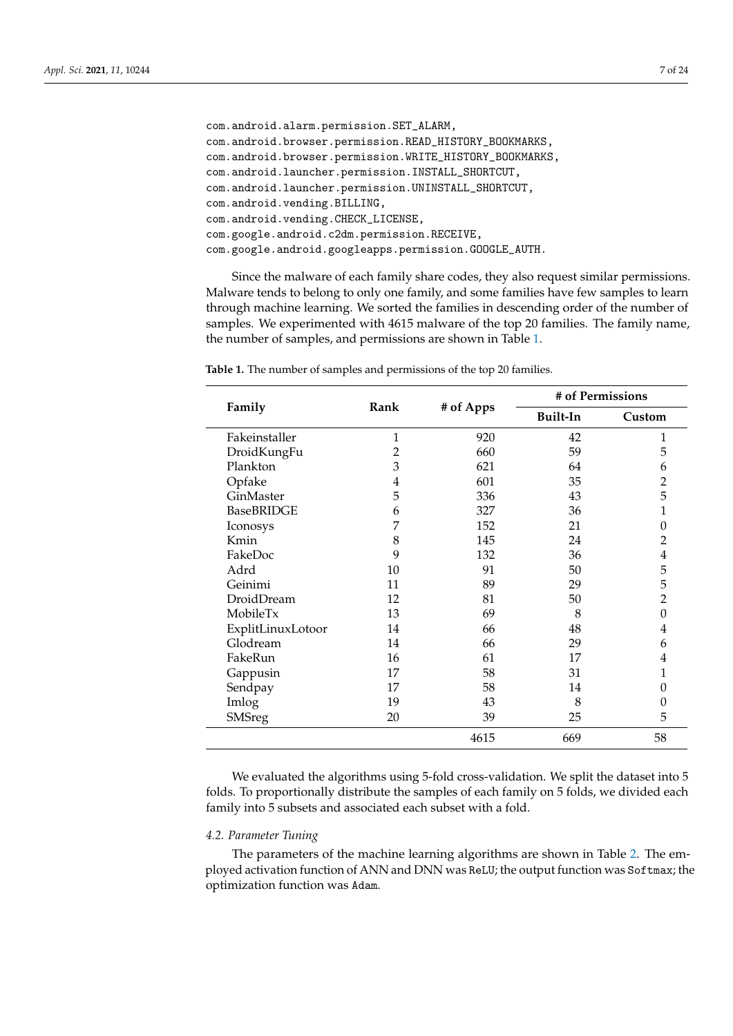```
com.android.alarm.permission.SET_ALARM,
com.android.browser.permission.READ_HISTORY_BOOKMARKS,
com.android.browser.permission.WRITE_HISTORY_BOOKMARKS,
com.android.launcher.permission.INSTALL_SHORTCUT,
com.android.launcher.permission.UNINSTALL_SHORTCUT,
com.android.vending.BILLING,
com.android.vending.CHECK_LICENSE,
com.google.android.c2dm.permission.RECEIVE,
com.google.android.googleapps.permission.GOOGLE_AUTH.
```

Since the malware of each family share codes, they also request similar permissions. Malware tends to belong to only one family, and some families have few samples to learn through machine learning. We sorted the families in descending order of the number of samples. We experimented with 4615 malware of the top 20 families. The family name, the number of samples, and permissions are shown in Table 1.

**Table 1.** The number of samples and permissions of the top 20 families.

| Family | Rank | # of Apps | # of Permissions | |
|---|---|---|---|---|
| | | | **Built-In** | **Custom** |
| Fakeinstaller | 1 | 920 | 42 | 1 |
| DroidKungFu | 2 | 660 | 59 | 5 |
| Plankton | 3 | 621 | 64 | 6 |
| Opfake | 4 | 601 | 35 | 2 |
| GinMaster | 5 | 336 | 43 | 5 |
| BaseBRIDGE | 6 | 327 | 36 | 1 |
| Iconosys | 7 | 152 | 21 | 0 |
| Kmin | 8 | 145 | 24 | 2 |
| FakeDoc | 9 | 132 | 36 | 4 |
| Adrd | 10 | 91 | 50 | 5 |
| Geinimi | 11 | 89 | 29 | 5 |
| DroidDream | 12 | 81 | 50 | 2 |
| MobileTx | 13 | 69 | 8 | 0 |
| ExplitLinuxLotoor | 14 | 66 | 48 | 4 |
| Glodream | 14 | 66 | 29 | 6 |
| FakeRun | 16 | 61 | 17 | 4 |
| Gappusin | 17 | 58 | 31 | 1 |
| Sendpay | 17 | 58 | 14 | 0 |
| Imlog | 19 | 43 | 8 | 0 |
| SMSreg | 20 | 39 | 25 | 5 |
| | | 4615 | 669 | 58 |

We evaluated the algorithms using 5-fold cross-validation. We split the dataset into 5 folds. To proportionally distribute the samples of each family on 5 folds, we divided each family into 5 subsets and associated each subset with a fold.

### *4.2. Parameter Tuning*

The parameters of the machine learning algorithms are shown in Table 2. The employed activation function of ANN and DNN was `ReLU`; the output function was `Softmax`; the optimization function was `Adam`.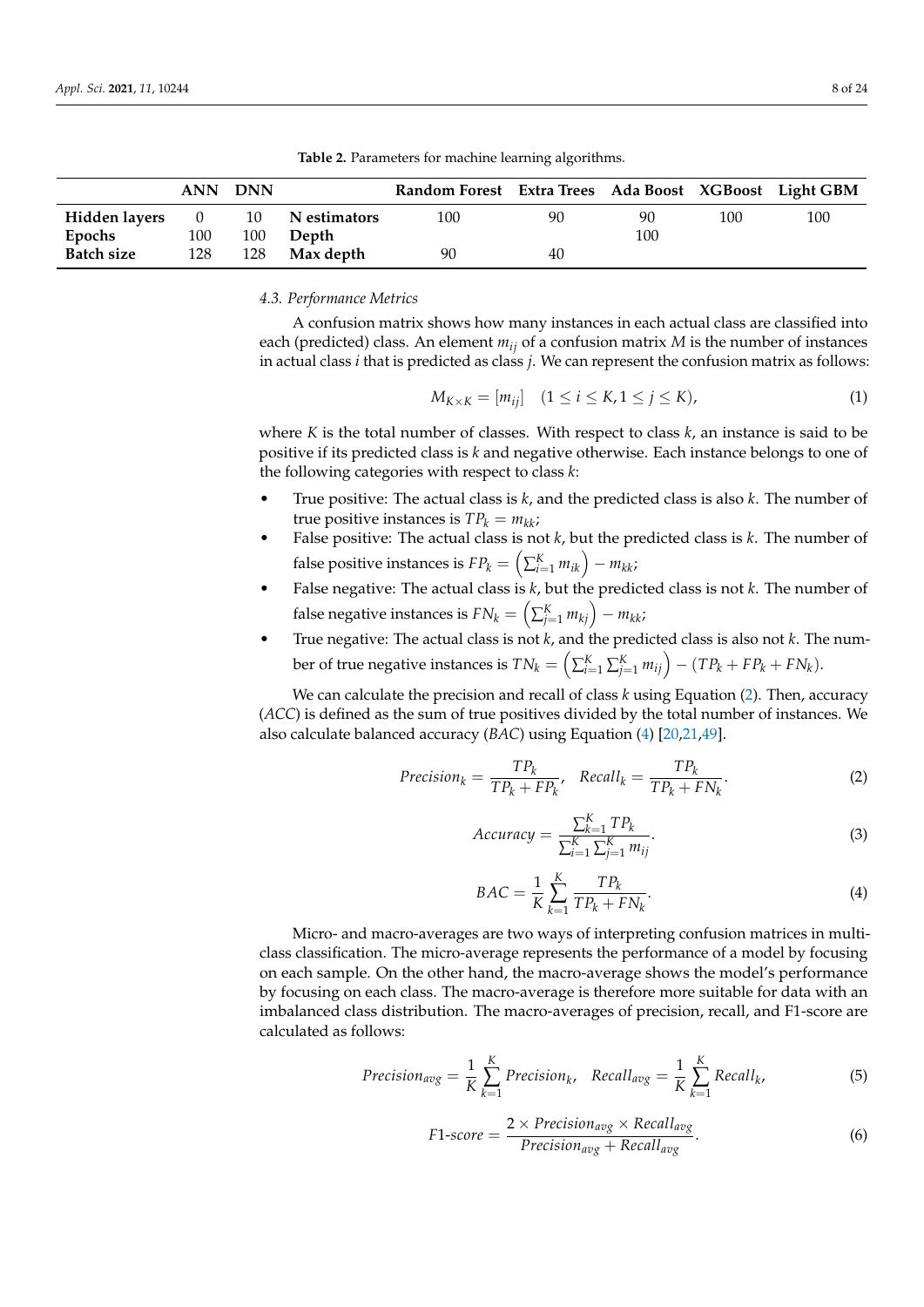**Table 2.** Parameters for machine learning algorithms.

| | ANN | DNN | | Random Forest | Extra Trees | Ada Boost | XGBoost | Light GBM |
|---|---|---|---|---|---|---|---|---|
| **Hidden layers** | 0 | 10 | **N estimators** | 100 | 90 | 90 | 100 | 100 |
| **Epochs** | 100 | 100 | **Depth** | | | 100 | | |
| **Batch size** | 128 | 128 | **Max depth** | 90 | 40 | | | |

### 4.3. Performance Metrics

A confusion matrix shows how many instances in each actual class are classified into each (predicted) class. An element $m_{ij}$ of a confusion matrix $M$ is the number of instances in actual class $i$ that is predicted as class $j$. We can represent the confusion matrix as follows:

$$M_{K \times K} = [m_{ij}] \quad (1 \leq i \leq K, 1 \leq j \leq K), \tag{1}$$

where $K$ is the total number of classes. With respect to class $k$, an instance is said to be positive if its predicted class is $k$ and negative otherwise. Each instance belongs to one of the following categories with respect to class $k$:

- True positive: The actual class is $k$, and the predicted class is also $k$. The number of true positive instances is $TP_k = m_{kk}$;
- False positive: The actual class is not $k$, but the predicted class is $k$. The number of false positive instances is $FP_k = \left(\sum_{i=1}^{K} m_{ik}\right) - m_{kk}$;
- False negative: The actual class is $k$, but the predicted class is not $k$. The number of false negative instances is $FN_k = \left(\sum_{j=1}^{K} m_{kj}\right) - m_{kk}$;
- True negative: The actual class is not $k$, and the predicted class is also not $k$. The number of true negative instances is $TN_k = \left(\sum_{i=1}^{K} \sum_{j=1}^{K} m_{ij}\right) - (TP_k + FP_k + FN_k)$.

We can calculate the precision and recall of class $k$ using Equation (2). Then, accuracy ($ACC$) is defined as the sum of true positives divided by the total number of instances. We also calculate balanced accuracy ($BAC$) using Equation (4) [20,21,49].

$$Precision_k = \frac{TP_k}{TP_k + FP_k}, \quad Recall_k = \frac{TP_k}{TP_k + FN_k}. \tag{2}$$

$$Accuracy = \frac{\sum_{k=1}^{K} TP_k}{\sum_{i=1}^{K} \sum_{j=1}^{K} m_{ij}}. \tag{3}$$

$$BAC = \frac{1}{K} \sum_{k=1}^{K} \frac{TP_k}{TP_k + FN_k}. \tag{4}$$

Micro- and macro-averages are two ways of interpreting confusion matrices in multi-class classification. The micro-average represents the performance of a model by focusing on each sample. On the other hand, the macro-average shows the model's performance by focusing on each class. The macro-average is therefore more suitable for data with an imbalanced class distribution. The macro-averages of precision, recall, and F1-score are calculated as follows:

$$Precision_{avg} = \frac{1}{K} \sum_{k=1}^{K} Precision_k, \quad Recall_{avg} = \frac{1}{K} \sum_{k=1}^{K} Recall_k, \tag{5}$$

$$F1\text{-}score = \frac{2 \times Precision_{avg} \times Recall_{avg}}{Precision_{avg} + Recall_{avg}}. \tag{6}$$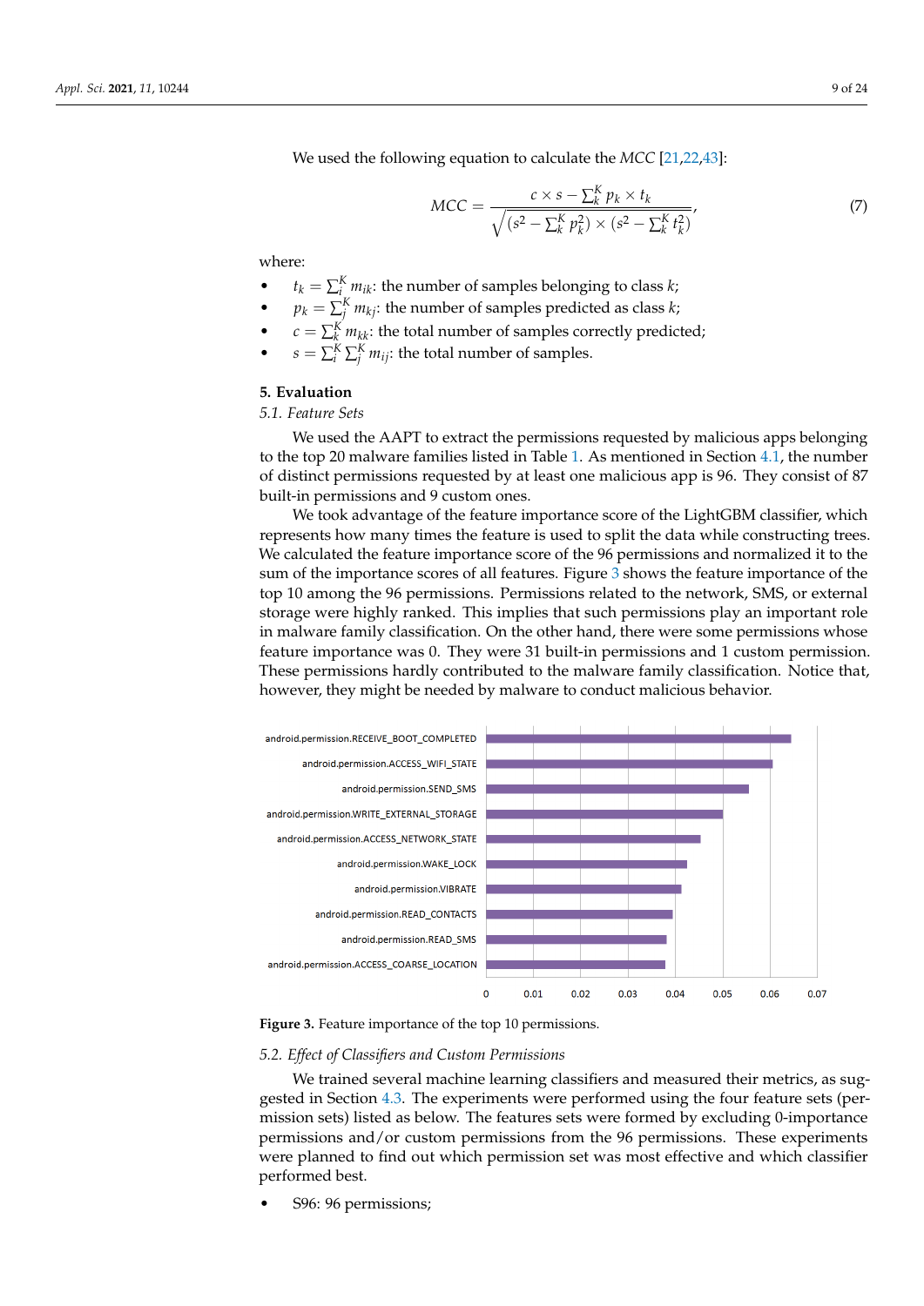We used the following equation to calculate the *MCC* [21,22,43]:

$$MCC = \frac{c \times s - \sum_k^K p_k \times t_k}{\sqrt{(s^2 - \sum_k^K p_k^2) \times (s^2 - \sum_k^K t_k^2)}}, \tag{7}$$

where:

- $t_k = \sum_i^K m_{ik}$: the number of samples belonging to class $k$;
- $p_k = \sum_j^K m_{kj}$: the number of samples predicted as class $k$;
- $c = \sum_k^K m_{kk}$: the total number of samples correctly predicted;
- $s = \sum_i^K \sum_j^K m_{ij}$: the total number of samples.

## 5. Evaluation

### 5.1. Feature Sets

We used the AAPT to extract the permissions requested by malicious apps belonging to the top 20 malware families listed in Table 1. As mentioned in Section 4.1, the number of distinct permissions requested by at least one malicious app is 96. They consist of 87 built-in permissions and 9 custom ones.

We took advantage of the feature importance score of the LightGBM classifier, which represents how many times the feature is used to split the data while constructing trees. We calculated the feature importance score of the 96 permissions and normalized it to the sum of the importance scores of all features. Figure 3 shows the feature importance of the top 10 among the 96 permissions. Permissions related to the network, SMS, or external storage were highly ranked. This implies that such permissions play an important role in malware family classification. On the other hand, there were some permissions whose feature importance was 0. They were 31 built-in permissions and 1 custom permission. These permissions hardly contributed to the malware family classification. Notice that, however, they might be needed by malware to conduct malicious behavior.

| Permission | Feature importance (approx.) |
| --- | --- |
| android.permission.RECEIVE_BOOT_COMPLETED | 0.064 |
| android.permission.ACCESS_WIFI_STATE | 0.060 |
| android.permission.SEND_SMS | 0.055 |
| android.permission.WRITE_EXTERNAL_STORAGE | 0.050 |
| android.permission.ACCESS_NETWORK_STATE | 0.045 |
| android.permission.WAKE_LOCK | 0.042 |
| android.permission.VIBRATE | 0.041 |
| android.permission.READ_CONTACTS | 0.039 |
| android.permission.READ_SMS | 0.038 |
| android.permission.ACCESS_COARSE_LOCATION | 0.038 |

**Figure 3.** Feature importance of the top 10 permissions.

### 5.2. Effect of Classifiers and Custom Permissions

We trained several machine learning classifiers and measured their metrics, as suggested in Section 4.3. The experiments were performed using the four feature sets (permission sets) listed as below. The features sets were formed by excluding 0-importance permissions and/or custom permissions from the 96 permissions. These experiments were planned to find out which permission set was most effective and which classifier performed best.

- S96: 96 permissions;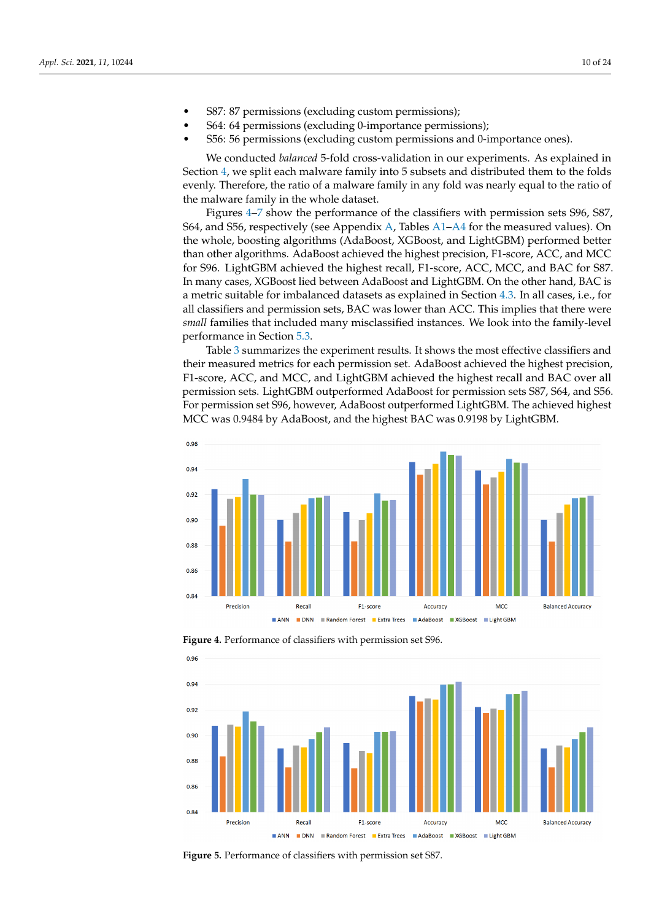- S87: 87 permissions (excluding custom permissions);
- S64: 64 permissions (excluding 0-importance permissions);
- S56: 56 permissions (excluding custom permissions and 0-importance ones).

We conducted *balanced* 5-fold cross-validation in our experiments. As explained in Section 4, we split each malware family into 5 subsets and distributed them to the folds evenly. Therefore, the ratio of a malware family in any fold was nearly equal to the ratio of the malware family in the whole dataset.

Figures 4–7 show the performance of the classifiers with permission sets S96, S87, S64, and S56, respectively (see Appendix A, Tables A1–A4 for the measured values). On the whole, boosting algorithms (AdaBoost, XGBoost, and LightGBM) performed better than other algorithms. AdaBoost achieved the highest precision, F1-score, ACC, and MCC for S96. LightGBM achieved the highest recall, F1-score, ACC, MCC, and BAC for S87. In many cases, XGBoost lied between AdaBoost and LightGBM. On the other hand, BAC is a metric suitable for imbalanced datasets as explained in Section 4.3. In all cases, i.e., for all classifiers and permission sets, BAC was lower than ACC. This implies that there were *small* families that included many misclassified instances. We look into the family-level performance in Section 5.3.

Table 3 summarizes the experiment results. It shows the most effective classifiers and their measured metrics for each permission set. AdaBoost achieved the highest precision, F1-score, ACC, and MCC, and LightGBM achieved the highest recall and BAC over all permission sets. LightGBM outperformed AdaBoost for permission sets S87, S64, and S56. For permission set S96, however, AdaBoost outperformed LightGBM. The achieved highest MCC was 0.9484 by AdaBoost, and the highest BAC was 0.9198 by LightGBM.

**Figure 4.** Performance of classifiers with permission set S96.

**Figure 5.** Performance of classifiers with permission set S87.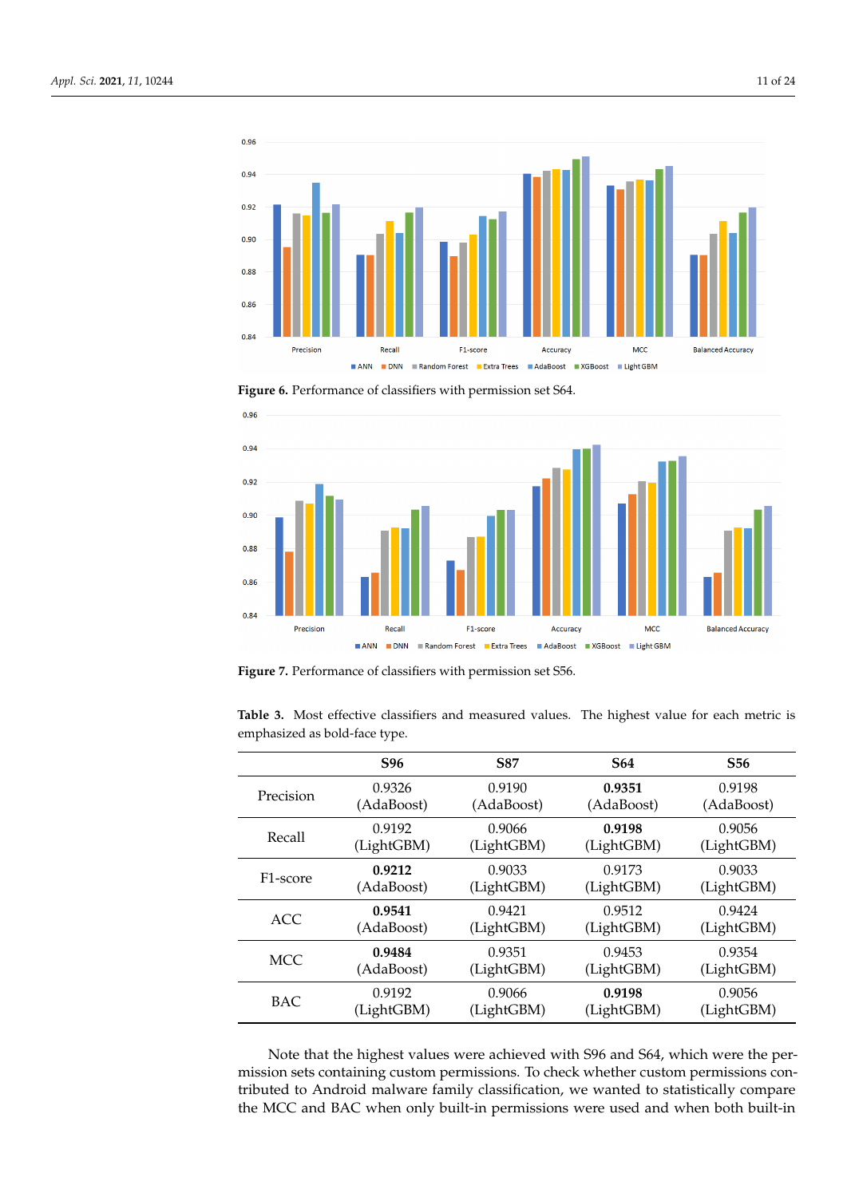Figure 6. Performance of classifiers with permission set S64.

Figure 7. Performance of classifiers with permission set S56.

**Table 3.** Most effective classifiers and measured values. The highest value for each metric is emphasized as bold-face type.

| | S96 | S87 | S64 | S56 |
|---|---|---|---|---|
| Precision | 0.9326 (AdaBoost) | 0.9190 (AdaBoost) | **0.9351** (AdaBoost) | 0.9198 (AdaBoost) |
| Recall | 0.9192 (LightGBM) | 0.9066 (LightGBM) | **0.9198** (LightGBM) | 0.9056 (LightGBM) |
| F1-score | **0.9212** (AdaBoost) | 0.9033 (LightGBM) | 0.9173 (LightGBM) | 0.9033 (LightGBM) |
| ACC | **0.9541** (AdaBoost) | 0.9421 (LightGBM) | 0.9512 (LightGBM) | 0.9424 (LightGBM) |
| MCC | **0.9484** (AdaBoost) | 0.9351 (LightGBM) | 0.9453 (LightGBM) | 0.9354 (LightGBM) |
| BAC | 0.9192 (LightGBM) | 0.9066 (LightGBM) | **0.9198** (LightGBM) | 0.9056 (LightGBM) |

Note that the highest values were achieved with S96 and S64, which were the permission sets containing custom permissions. To check whether custom permissions contributed to Android malware family classification, we wanted to statistically compare the MCC and BAC when only built-in permissions were used and when both built-in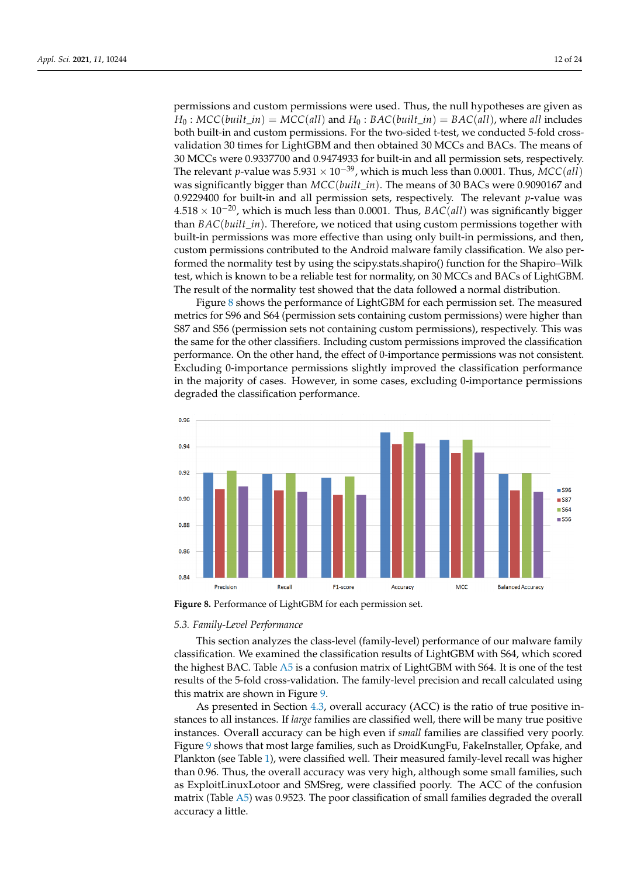permissions and custom permissions were used. Thus, the null hypotheses are given as $H_0 : MCC(built\_in) = MCC(all)$ and $H_0 : BAC(built\_in) = BAC(all)$, where *all* includes both built-in and custom permissions. For the two-sided t-test, we conducted 5-fold cross-validation 30 times for LightGBM and then obtained 30 MCCs and BACs. The means of 30 MCCs were 0.9337700 and 0.9474933 for built-in and all permission sets, respectively. The relevant $p$-value was $5.931 \times 10^{-39}$, which is much less than 0.0001. Thus, $MCC(all)$ was significantly bigger than $MCC(built\_in)$. The means of 30 BACs were 0.9090167 and 0.9229400 for built-in and all permission sets, respectively. The relevant $p$-value was $4.518 \times 10^{-20}$, which is much less than 0.0001. Thus, $BAC(all)$ was significantly bigger than $BAC(built\_in)$. Therefore, we noticed that using custom permissions together with built-in permissions was more effective than using only built-in permissions, and then, custom permissions contributed to the Android malware family classification. We also performed the normality test by using the scipy.stats.shapiro() function for the Shapiro–Wilk test, which is known to be a reliable test for normality, on 30 MCCs and BACs of LightGBM. The result of the normality test showed that the data followed a normal distribution.

Figure 8 shows the performance of LightGBM for each permission set. The measured metrics for S96 and S64 (permission sets containing custom permissions) were higher than S87 and S56 (permission sets not containing custom permissions), respectively. This was the same for the other classifiers. Including custom permissions improved the classification performance. On the other hand, the effect of 0-importance permissions was not consistent. Excluding 0-importance permissions slightly improved the classification performance in the majority of cases. However, in some cases, excluding 0-importance permissions degraded the classification performance.

**Figure 8.** Performance of LightGBM for each permission set.

### 5.3. Family-Level Performance

This section analyzes the class-level (family-level) performance of our malware family classification. We examined the classification results of LightGBM with S64, which scored the highest BAC. Table A5 is a confusion matrix of LightGBM with S64. It is one of the test results of the 5-fold cross-validation. The family-level precision and recall calculated using this matrix are shown in Figure 9.

As presented in Section 4.3, overall accuracy (ACC) is the ratio of true positive instances to all instances. If *large* families are classified well, there will be many true positive instances. Overall accuracy can be high even if *small* families are classified very poorly. Figure 9 shows that most large families, such as DroidKungFu, FakeInstaller, Opfake, and Plankton (see Table 1), were classified well. Their measured family-level recall was higher than 0.96. Thus, the overall accuracy was very high, although some small families, such as ExploitLinuxLotoor and SMSreg, were classified poorly. The ACC of the confusion matrix (Table A5) was 0.9523. The poor classification of small families degraded the overall accuracy a little.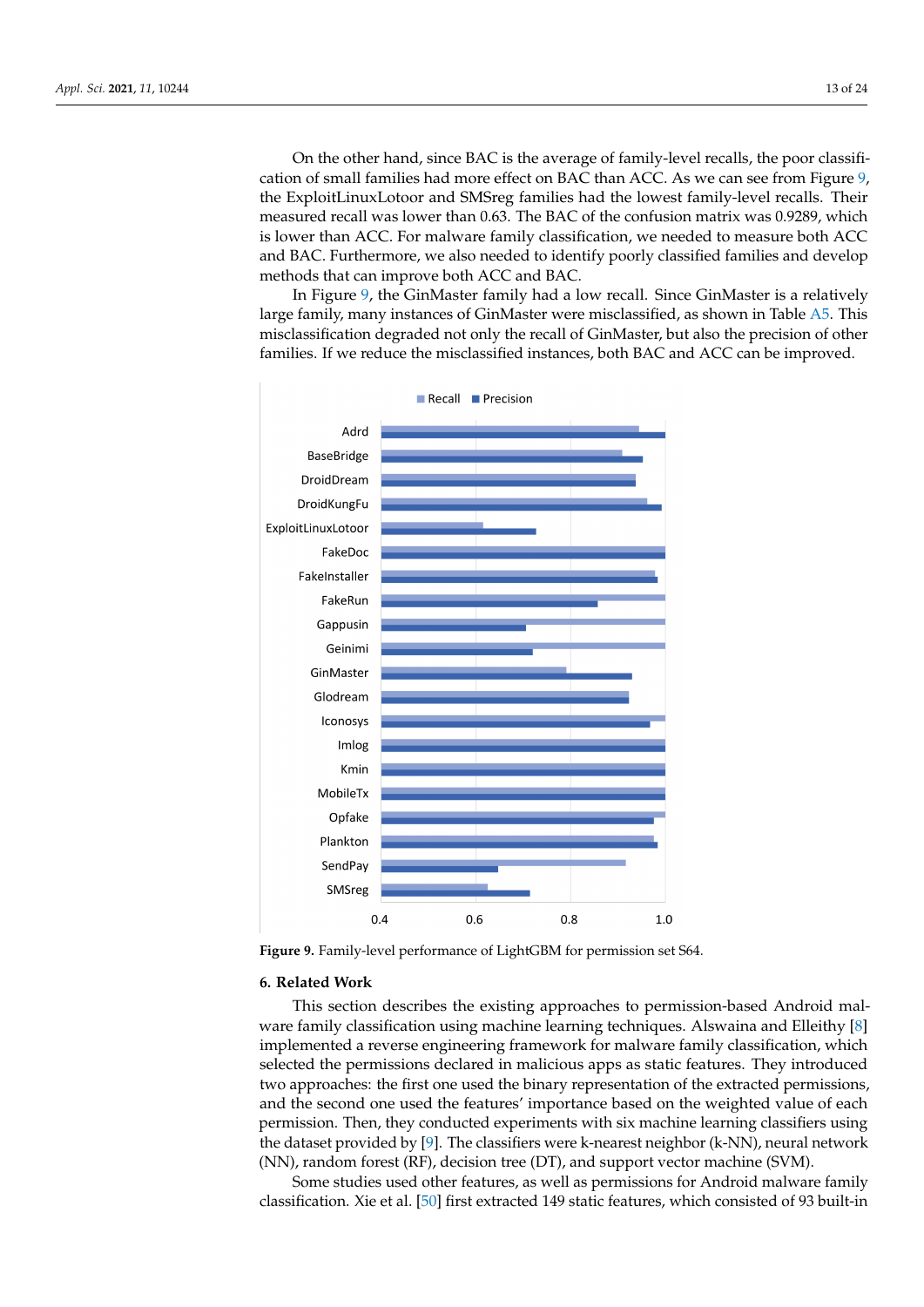On the other hand, since BAC is the average of family-level recalls, the poor classification of small families had more effect on BAC than ACC. As we can see from Figure 9, the ExploitLinuxLotoor and SMSreg families had the lowest family-level recalls. Their measured recall was lower than 0.63. The BAC of the confusion matrix was 0.9289, which is lower than ACC. For malware family classification, we needed to measure both ACC and BAC. Furthermore, we also needed to identify poorly classified families and develop methods that can improve both ACC and BAC.

In Figure 9, the GinMaster family had a low recall. Since GinMaster is a relatively large family, many instances of GinMaster were misclassified, as shown in Table A5. This misclassification degraded not only the recall of GinMaster, but also the precision of other families. If we reduce the misclassified instances, both BAC and ACC can be improved.

**Figure 9.** Family-level performance of LightGBM for permission set S64.

## 6. Related Work

This section describes the existing approaches to permission-based Android malware family classification using machine learning techniques. Alswaina and Elleithy [8] implemented a reverse engineering framework for malware family classification, which selected the permissions declared in malicious apps as static features. They introduced two approaches: the first one used the binary representation of the extracted permissions, and the second one used the features' importance based on the weighted value of each permission. Then, they conducted experiments with six machine learning classifiers using the dataset provided by [9]. The classifiers were k-nearest neighbor (k-NN), neural network (NN), random forest (RF), decision tree (DT), and support vector machine (SVM).

Some studies used other features, as well as permissions for Android malware family classification. Xie et al. [50] first extracted 149 static features, which consisted of 93 built-in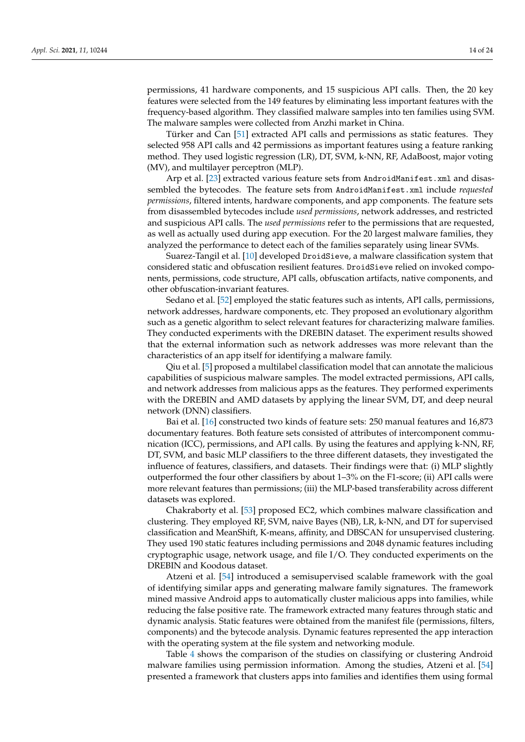permissions, 41 hardware components, and 15 suspicious API calls. Then, the 20 key features were selected from the 149 features by eliminating less important features with the frequency-based algorithm. They classified malware samples into ten families using SVM. The malware samples were collected from Anzhi market in China.

Türker and Can [51] extracted API calls and permissions as static features. They selected 958 API calls and 42 permissions as important features using a feature ranking method. They used logistic regression (LR), DT, SVM, k-NN, RF, AdaBoost, major voting (MV), and multilayer perceptron (MLP).

Arp et al. [23] extracted various feature sets from `AndroidManifest.xml` and disassembled the bytecodes. The feature sets from `AndroidManifest.xml` include *requested permissions*, filtered intents, hardware components, and app components. The feature sets from disassembled bytecodes include *used permissions*, network addresses, and restricted and suspicious API calls. The *used permissions* refer to the permissions that are requested, as well as actually used during app execution. For the 20 largest malware families, they analyzed the performance to detect each of the families separately using linear SVMs.

Suarez-Tangil et al. [10] developed `DroidSieve`, a malware classification system that considered static and obfuscation resilient features. `DroidSieve` relied on invoked components, permissions, code structure, API calls, obfuscation artifacts, native components, and other obfuscation-invariant features.

Sedano et al. [52] employed the static features such as intents, API calls, permissions, network addresses, hardware components, etc. They proposed an evolutionary algorithm such as a genetic algorithm to select relevant features for characterizing malware families. They conducted experiments with the DREBIN dataset. The experiment results showed that the external information such as network addresses was more relevant than the characteristics of an app itself for identifying a malware family.

Qiu et al. [5] proposed a multilabel classification model that can annotate the malicious capabilities of suspicious malware samples. The model extracted permissions, API calls, and network addresses from malicious apps as the features. They performed experiments with the DREBIN and AMD datasets by applying the linear SVM, DT, and deep neural network (DNN) classifiers.

Bai et al. [16] constructed two kinds of feature sets: 250 manual features and 16,873 documentary features. Both feature sets consisted of attributes of intercomponent communication (ICC), permissions, and API calls. By using the features and applying k-NN, RF, DT, SVM, and basic MLP classifiers to the three different datasets, they investigated the influence of features, classifiers, and datasets. Their findings were that: (i) MLP slightly outperformed the four other classifiers by about 1–3% on the F1-score; (ii) API calls were more relevant features than permissions; (iii) the MLP-based transferability across different datasets was explored.

Chakraborty et al. [53] proposed EC2, which combines malware classification and clustering. They employed RF, SVM, naive Bayes (NB), LR, k-NN, and DT for supervised classification and MeanShift, K-means, affinity, and DBSCAN for unsupervised clustering. They used 190 static features including permissions and 2048 dynamic features including cryptographic usage, network usage, and file I/O. They conducted experiments on the DREBIN and Koodous dataset.

Atzeni et al. [54] introduced a semisupervised scalable framework with the goal of identifying similar apps and generating malware family signatures. The framework mined massive Android apps to automatically cluster malicious apps into families, while reducing the false positive rate. The framework extracted many features through static and dynamic analysis. Static features were obtained from the manifest file (permissions, filters, components) and the bytecode analysis. Dynamic features represented the app interaction with the operating system at the file system and networking module.

Table 4 shows the comparison of the studies on classifying or clustering Android malware families using permission information. Among the studies, Atzeni et al. [54] presented a framework that clusters apps into families and identifies them using formal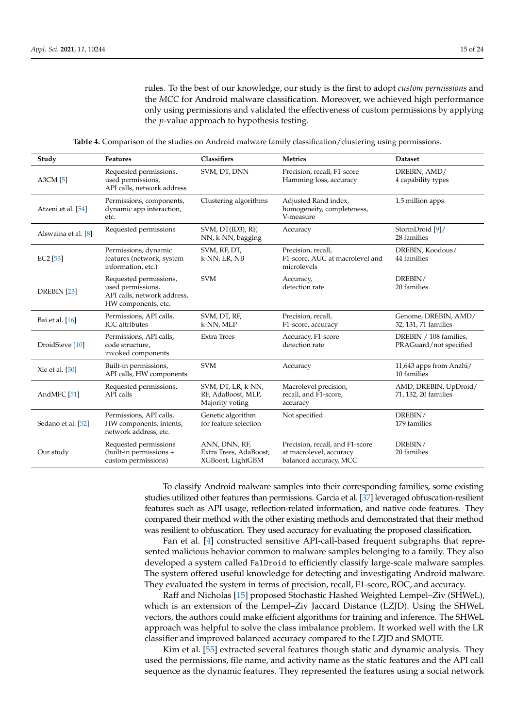rules. To the best of our knowledge, our study is the first to adopt *custom permissions* and the *MCC* for Android malware classification. Moreover, we achieved high performance only using permissions and validated the effectiveness of custom permissions by applying the *p*-value approach to hypothesis testing.

**Table 4.** Comparison of the studies on Android malware family classification/clustering using permissions.

| Study | Features | Classifiers | Metrics | Dataset |
|---|---|---|---|---|
| A3CM [5] | Requested permissions, used permissions, API calls, network address | SVM, DT, DNN | Precision, recall, F1-score Hamming loss, accuracy | DREBIN, AMD/ 4 capability types |
| Atzeni et al. [54] | Permissions, components, dynamic app interaction, etc. | Clustering algorithms | Adjusted Rand index, homogeneity, completeness, V-measure | 1.5 million apps |
| Alswaina et al. [8] | Requested permissions | SVM, DT(ID3), RF, NN, k-NN, bagging | Accuracy | StormDroid [9]/ 28 families |
| EC2 [53] | Permissions, dynamic features (network, system information, etc.) | SVM, RF, DT, k-NN, LR, NB | Precision, recall, F1-score, AUC at macrolevel and microlevels | DREBIN, Koodous/ 44 families |
| DREBIN [23] | Requested permissions, used permissions, API calls, network address, HW components, etc. | SVM | Accuracy, detection rate | DREBIN/ 20 families |
| Bai et al. [16] | Permissions, API calls, ICC attributes | SVM, DT, RF, k-NN, MLP | Precision, recall, F1-score, accuracy | Genome, DREBIN, AMD/ 32, 131, 71 families |
| DroidSieve [10] | Permissions, API calls, code structure, invoked components | Extra Trees | Accuracy, F1-score detection rate | DREBIN / 108 families, PRAGuard/not specified |
| Xie et al. [50] | Built-in permissions, API calls, HW components | SVM | Accuracy | 11,643 apps from Anzhi/ 10 families |
| AndMFC [51] | Requested permissions, API calls | SVM, DT, LR, k-NN, RF, AdaBoost, MLP, Majority voting | Macrolevel precision, recall, and F1-score, accuracy | AMD, DREBIN, UpDroid/ 71, 132, 20 families |
| Sedano et al. [52] | Permissions, API calls, HW components, intents, network address, etc. | Genetic algorithm for feature selection | Not specified | DREBIN/ 179 families |
| Our study | Requested permissions (built-in permissions + custom permissions) | ANN, DNN, RF, Extra Trees, AdaBoost, XGBoost, LightGBM | Precision, recall, and F1-score at macrolevel, accuracy balanced accuracy, MCC | DREBIN/ 20 families |

To classify Android malware samples into their corresponding families, some existing studies utilized other features than permissions. Garcia et al. [37] leveraged obfuscation-resilient features such as API usage, reflection-related information, and native code features. They compared their method with the other existing methods and demonstrated that their method was resilient to obfuscation. They used accuracy for evaluating the proposed classification.

Fan et al. [4] constructed sensitive API-call-based frequent subgraphs that represented malicious behavior common to malware samples belonging to a family. They also developed a system called `FalDroid` to efficiently classify large-scale malware samples. The system offered useful knowledge for detecting and investigating Android malware. They evaluated the system in terms of precision, recall, F1-score, ROC, and accuracy.

Raff and Nicholas [15] proposed Stochastic Hashed Weighted Lempel–Ziv (SHWeL), which is an extension of the Lempel–Ziv Jaccard Distance (LZJD). Using the SHWeL vectors, the authors could make efficient algorithms for training and inference. The SHWeL approach was helpful to solve the class imbalance problem. It worked well with the LR classifier and improved balanced accuracy compared to the LZJD and SMOTE.

Kim et al. [55] extracted several features though static and dynamic analysis. They used the permissions, file name, and activity name as the static features and the API call sequence as the dynamic features. They represented the features using a social network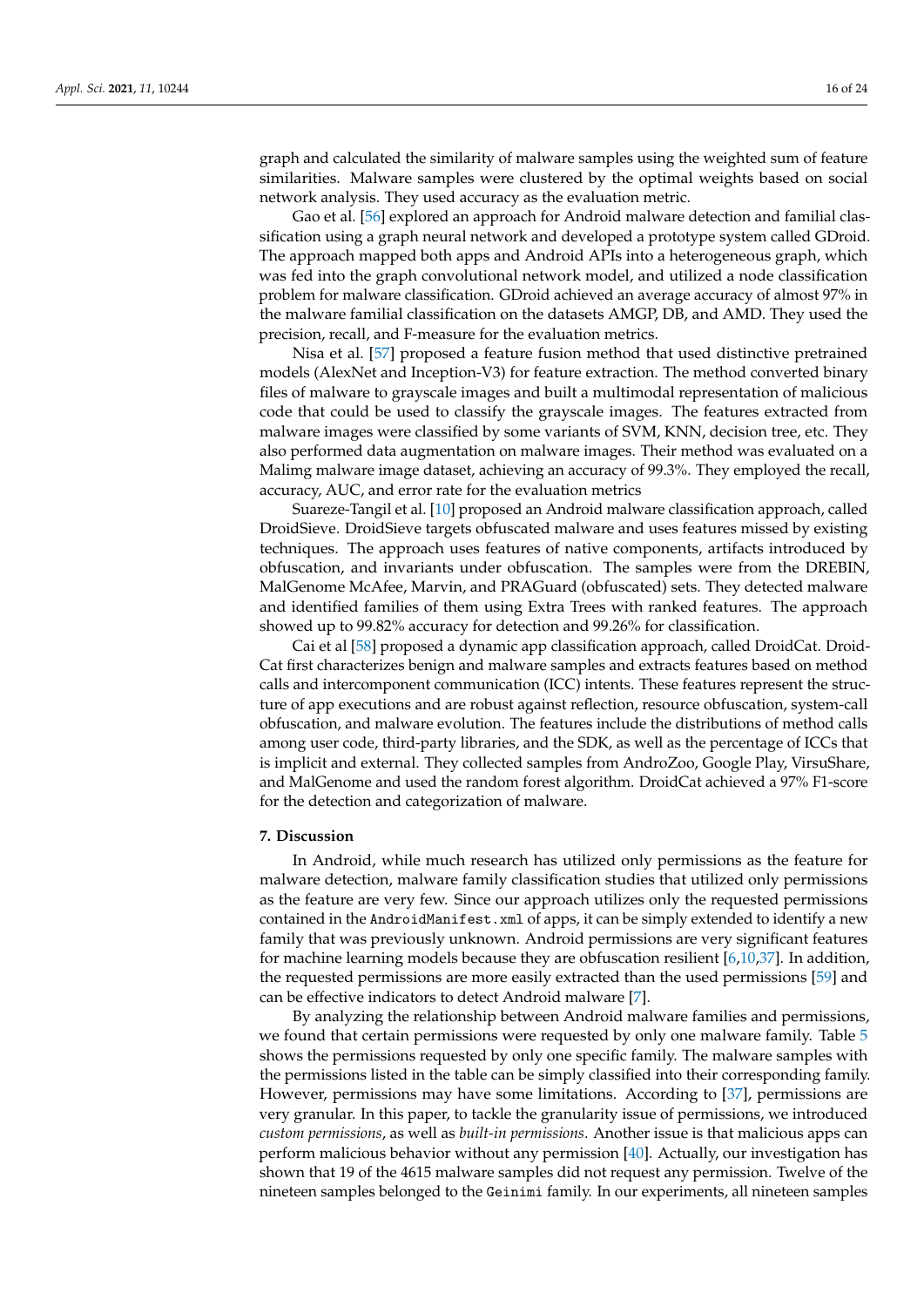graph and calculated the similarity of malware samples using the weighted sum of feature similarities. Malware samples were clustered by the optimal weights based on social network analysis. They used accuracy as the evaluation metric.

Gao et al. [56] explored an approach for Android malware detection and familial classification using a graph neural network and developed a prototype system called GDroid. The approach mapped both apps and Android APIs into a heterogeneous graph, which was fed into the graph convolutional network model, and utilized a node classification problem for malware classification. GDroid achieved an average accuracy of almost 97% in the malware familial classification on the datasets AMGP, DB, and AMD. They used the precision, recall, and F-measure for the evaluation metrics.

Nisa et al. [57] proposed a feature fusion method that used distinctive pretrained models (AlexNet and Inception-V3) for feature extraction. The method converted binary files of malware to grayscale images and built a multimodal representation of malicious code that could be used to classify the grayscale images. The features extracted from malware images were classified by some variants of SVM, KNN, decision tree, etc. They also performed data augmentation on malware images. Their method was evaluated on a Malimg malware image dataset, achieving an accuracy of 99.3%. They employed the recall, accuracy, AUC, and error rate for the evaluation metrics

Suareze-Tangil et al. [10] proposed an Android malware classification approach, called DroidSieve. DroidSieve targets obfuscated malware and uses features missed by existing techniques. The approach uses features of native components, artifacts introduced by obfuscation, and invariants under obfuscation. The samples were from the DREBIN, MalGenome McAfee, Marvin, and PRAGuard (obfuscated) sets. They detected malware and identified families of them using Extra Trees with ranked features. The approach showed up to 99.82% accuracy for detection and 99.26% for classification.

Cai et al [58] proposed a dynamic app classification approach, called DroidCat. DroidCat first characterizes benign and malware samples and extracts features based on method calls and intercomponent communication (ICC) intents. These features represent the structure of app executions and are robust against reflection, resource obfuscation, system-call obfuscation, and malware evolution. The features include the distributions of method calls among user code, third-party libraries, and the SDK, as well as the percentage of ICCs that is implicit and external. They collected samples from AndroZoo, Google Play, VirsuShare, and MalGenome and used the random forest algorithm. DroidCat achieved a 97% F1-score for the detection and categorization of malware.

## 7. Discussion

In Android, while much research has utilized only permissions as the feature for malware detection, malware family classification studies that utilized only permissions as the feature are very few. Since our approach utilizes only the requested permissions contained in the `AndroidManifest.xml` of apps, it can be simply extended to identify a new family that was previously unknown. Android permissions are very significant features for machine learning models because they are obfuscation resilient [6,10,37]. In addition, the requested permissions are more easily extracted than the used permissions [59] and can be effective indicators to detect Android malware [7].

By analyzing the relationship between Android malware families and permissions, we found that certain permissions were requested by only one malware family. Table 5 shows the permissions requested by only one specific family. The malware samples with the permissions listed in the table can be simply classified into their corresponding family. However, permissions may have some limitations. According to [37], permissions are very granular. In this paper, to tackle the granularity issue of permissions, we introduced *custom permissions*, as well as *built-in permissions*. Another issue is that malicious apps can perform malicious behavior without any permission [40]. Actually, our investigation has shown that 19 of the 4615 malware samples did not request any permission. Twelve of the nineteen samples belonged to the `Geinimi` family. In our experiments, all nineteen samples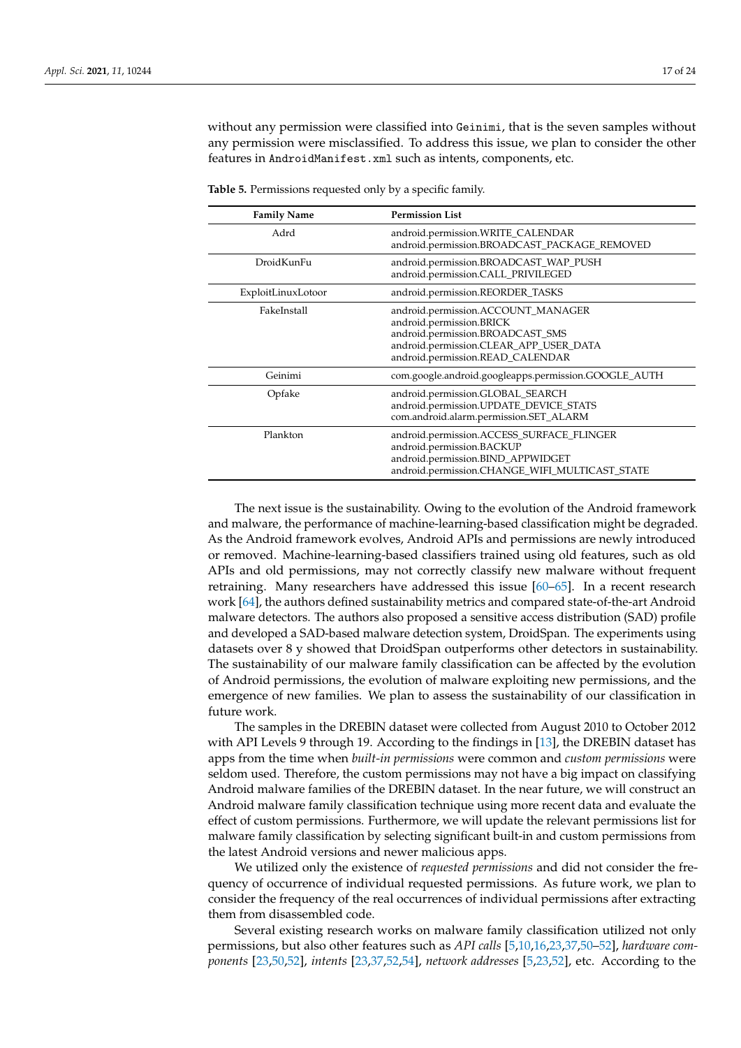without any permission were classified into `Geinimi`, that is the seven samples without any permission were misclassified. To address this issue, we plan to consider the other features in `AndroidManifest.xml` such as intents, components, etc.

**Table 5.** Permissions requested only by a specific family.

| Family Name | Permission List |
| --- | --- |
| Adrd | android.permission.WRITE_CALENDAR<br>android.permission.BROADCAST_PACKAGE_REMOVED |
| DroidKunFu | android.permission.BROADCAST_WAP_PUSH<br>android.permission.CALL_PRIVILEGED |
| ExploitLinuxLotoor | android.permission.REORDER_TASKS |
| FakeInstall | android.permission.ACCOUNT_MANAGER<br>android.permission.BRICK<br>android.permission.BROADCAST_SMS<br>android.permission.CLEAR_APP_USER_DATA<br>android.permission.READ_CALENDAR |
| Geinimi | com.google.android.googleapps.permission.GOOGLE_AUTH |
| Opfake | android.permission.GLOBAL_SEARCH<br>android.permission.UPDATE_DEVICE_STATS<br>com.android.alarm.permission.SET_ALARM |
| Plankton | android.permission.ACCESS_SURFACE_FLINGER<br>android.permission.BACKUP<br>android.permission.BIND_APPWIDGET<br>android.permission.CHANGE_WIFI_MULTICAST_STATE |

The next issue is the sustainability. Owing to the evolution of the Android framework and malware, the performance of machine-learning-based classification might be degraded. As the Android framework evolves, Android APIs and permissions are newly introduced or removed. Machine-learning-based classifiers trained using old features, such as old APIs and old permissions, may not correctly classify new malware without frequent retraining. Many researchers have addressed this issue [60–65]. In a recent research work [64], the authors defined sustainability metrics and compared state-of-the-art Android malware detectors. The authors also proposed a sensitive access distribution (SAD) profile and developed a SAD-based malware detection system, DroidSpan. The experiments using datasets over 8 y showed that DroidSpan outperforms other detectors in sustainability. The sustainability of our malware family classification can be affected by the evolution of Android permissions, the evolution of malware exploiting new permissions, and the emergence of new families. We plan to assess the sustainability of our classification in future work.

The samples in the DREBIN dataset were collected from August 2010 to October 2012 with API Levels 9 through 19. According to the findings in [13], the DREBIN dataset has apps from the time when *built-in permissions* were common and *custom permissions* were seldom used. Therefore, the custom permissions may not have a big impact on classifying Android malware families of the DREBIN dataset. In the near future, we will construct an Android malware family classification technique using more recent data and evaluate the effect of custom permissions. Furthermore, we will update the relevant permissions list for malware family classification by selecting significant built-in and custom permissions from the latest Android versions and newer malicious apps.

We utilized only the existence of *requested permissions* and did not consider the frequency of occurrence of individual requested permissions. As future work, we plan to consider the frequency of the real occurrences of individual permissions after extracting them from disassembled code.

Several existing research works on malware family classification utilized not only permissions, but also other features such as *API calls* [5,10,16,23,37,50–52], *hardware components* [23,50,52], *intents* [23,37,52,54], *network addresses* [5,23,52], etc. According to the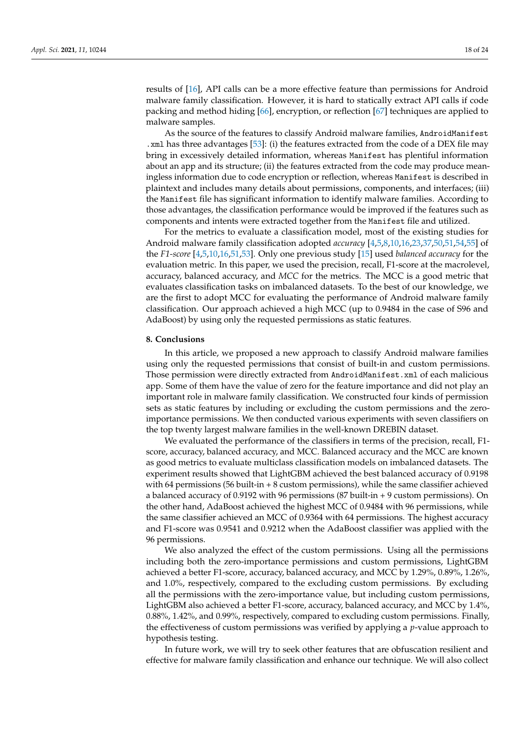results of [16], API calls can be a more effective feature than permissions for Android malware family classification. However, it is hard to statically extract API calls if code packing and method hiding [66], encryption, or reflection [67] techniques are applied to malware samples.

As the source of the features to classify Android malware families, `AndroidManifest.xml` has three advantages [53]: (i) the features extracted from the code of a DEX file may bring in excessively detailed information, whereas `Manifest` has plentiful information about an app and its structure; (ii) the features extracted from the code may produce meaningless information due to code encryption or reflection, whereas `Manifest` is described in plaintext and includes many details about permissions, components, and interfaces; (iii) the `Manifest` file has significant information to identify malware families. According to those advantages, the classification performance would be improved if the features such as components and intents were extracted together from the `Manifest` file and utilized.

For the metrics to evaluate a classification model, most of the existing studies for Android malware family classification adopted *accuracy* [4,5,8,10,16,23,37,50,51,54,55] of the *F1-score* [4,5,10,16,51,53]. Only one previous study [15] used *balanced accuracy* for the evaluation metric. In this paper, we used the precision, recall, F1-score at the macrolevel, accuracy, balanced accuracy, and *MCC* for the metrics. The MCC is a good metric that evaluates classification tasks on imbalanced datasets. To the best of our knowledge, we are the first to adopt MCC for evaluating the performance of Android malware family classification. Our approach achieved a high MCC (up to 0.9484 in the case of S96 and AdaBoost) by using only the requested permissions as static features.

## 8. Conclusions

In this article, we proposed a new approach to classify Android malware families using only the requested permissions that consist of built-in and custom permissions. Those permission were directly extracted from `AndroidManifest.xml` of each malicious app. Some of them have the value of zero for the feature importance and did not play an important role in malware family classification. We constructed four kinds of permission sets as static features by including or excluding the custom permissions and the zero-importance permissions. We then conducted various experiments with seven classifiers on the top twenty largest malware families in the well-known DREBIN dataset.

We evaluated the performance of the classifiers in terms of the precision, recall, F1-score, accuracy, balanced accuracy, and MCC. Balanced accuracy and the MCC are known as good metrics to evaluate multiclass classification models on imbalanced datasets. The experiment results showed that LightGBM achieved the best balanced accuracy of 0.9198 with 64 permissions (56 built-in + 8 custom permissions), while the same classifier achieved a balanced accuracy of 0.9192 with 96 permissions (87 built-in + 9 custom permissions). On the other hand, AdaBoost achieved the highest MCC of 0.9484 with 96 permissions, while the same classifier achieved an MCC of 0.9364 with 64 permissions. The highest accuracy and F1-score was 0.9541 and 0.9212 when the AdaBoost classifier was applied with the 96 permissions.

We also analyzed the effect of the custom permissions. Using all the permissions including both the zero-importance permissions and custom permissions, LightGBM achieved a better F1-score, accuracy, balanced accuracy, and MCC by 1.29%, 0.89%, 1.26%, and 1.0%, respectively, compared to the excluding custom permissions. By excluding all the permissions with the zero-importance value, but including custom permissions, LightGBM also achieved a better F1-score, accuracy, balanced accuracy, and MCC by 1.4%, 0.88%, 1.42%, and 0.99%, respectively, compared to excluding custom permissions. Finally, the effectiveness of custom permissions was verified by applying a *p*-value approach to hypothesis testing.

In future work, we will try to seek other features that are obfuscation resilient and effective for malware family classification and enhance our technique. We will also collect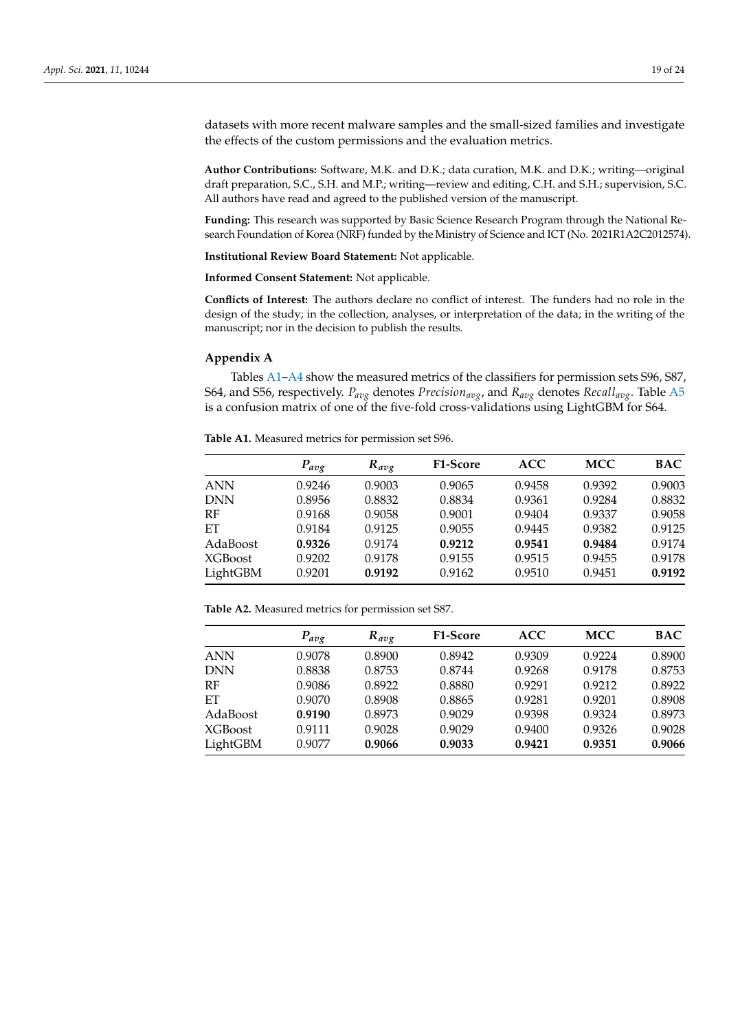datasets with more recent malware samples and the small-sized families and investigate the effects of the custom permissions and the evaluation metrics.

**Author Contributions:** Software, M.K. and D.K.; data curation, M.K. and D.K.; writing—original draft preparation, S.C., S.H. and M.P.; writing—review and editing, C.H. and S.H.; supervision, S.C. All authors have read and agreed to the published version of the manuscript.

**Funding:** This research was supported by Basic Science Research Program through the National Research Foundation of Korea (NRF) funded by the Ministry of Science and ICT (No. 2021R1A2C2012574).

**Institutional Review Board Statement:** Not applicable.

**Informed Consent Statement:** Not applicable.

**Conflicts of Interest:** The authors declare no conflict of interest. The funders had no role in the design of the study; in the collection, analyses, or interpretation of the data; in the writing of the manuscript; nor in the decision to publish the results.

## Appendix A

Tables A1–A4 show the measured metrics of the classifiers for permission sets S96, S87, S64, and S56, respectively. $P_{avg}$ denotes $Precision_{avg}$, and $R_{avg}$ denotes $Recall_{avg}$. Table A5 is a confusion matrix of one of the five-fold cross-validations using LightGBM for S64.

**Table A1.** Measured metrics for permission set S96.

| | $P_{avg}$ | $R_{avg}$ | F1-Score | ACC | MCC | BAC |
|---|---|---|---|---|---|---|
| ANN | 0.9246 | 0.9003 | 0.9065 | 0.9458 | 0.9392 | 0.9003 |
| DNN | 0.8956 | 0.8832 | 0.8834 | 0.9361 | 0.9284 | 0.8832 |
| RF | 0.9168 | 0.9058 | 0.9001 | 0.9404 | 0.9337 | 0.9058 |
| ET | 0.9184 | 0.9125 | 0.9055 | 0.9445 | 0.9382 | 0.9125 |
| AdaBoost | **0.9326** | 0.9174 | **0.9212** | **0.9541** | **0.9484** | 0.9174 |
| XGBoost | 0.9202 | 0.9178 | 0.9155 | 0.9515 | 0.9455 | 0.9178 |
| LightGBM | 0.9201 | **0.9192** | 0.9162 | 0.9510 | 0.9451 | **0.9192** |

**Table A2.** Measured metrics for permission set S87.

| | $P_{avg}$ | $R_{avg}$ | F1-Score | ACC | MCC | BAC |
|---|---|---|---|---|---|---|
| ANN | 0.9078 | 0.8900 | 0.8942 | 0.9309 | 0.9224 | 0.8900 |
| DNN | 0.8838 | 0.8753 | 0.8744 | 0.9268 | 0.9178 | 0.8753 |
| RF | 0.9086 | 0.8922 | 0.8880 | 0.9291 | 0.9212 | 0.8922 |
| ET | 0.9070 | 0.8908 | 0.8865 | 0.9281 | 0.9201 | 0.8908 |
| AdaBoost | **0.9190** | 0.8973 | 0.9029 | 0.9398 | 0.9324 | 0.8973 |
| XGBoost | 0.9111 | 0.9028 | 0.9029 | 0.9400 | 0.9326 | 0.9028 |
| LightGBM | 0.9077 | **0.9066** | **0.9033** | **0.9421** | **0.9351** | **0.9066** |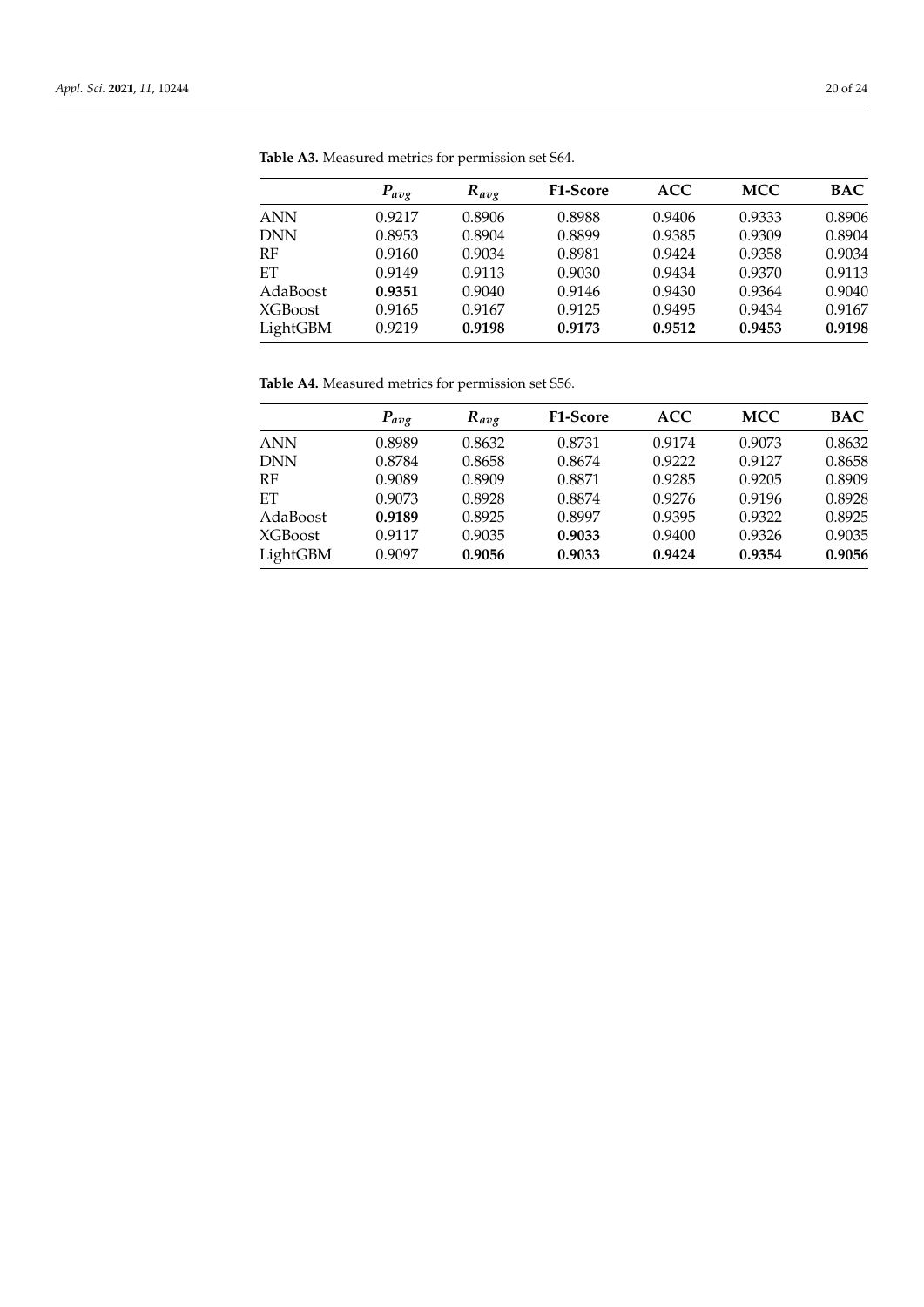**Table A3.** Measured metrics for permission set S64.

| | $P_{avg}$ | $R_{avg}$ | F1-Score | ACC | MCC | BAC |
|---|---|---|---|---|---|---|
| ANN | 0.9217 | 0.8906 | 0.8988 | 0.9406 | 0.9333 | 0.8906 |
| DNN | 0.8953 | 0.8904 | 0.8899 | 0.9385 | 0.9309 | 0.8904 |
| RF | 0.9160 | 0.9034 | 0.8981 | 0.9424 | 0.9358 | 0.9034 |
| ET | 0.9149 | 0.9113 | 0.9030 | 0.9434 | 0.9370 | 0.9113 |
| AdaBoost | **0.9351** | 0.9040 | 0.9146 | 0.9430 | 0.9364 | 0.9040 |
| XGBoost | 0.9165 | 0.9167 | 0.9125 | 0.9495 | 0.9434 | 0.9167 |
| LightGBM | 0.9219 | **0.9198** | **0.9173** | **0.9512** | **0.9453** | **0.9198** |

**Table A4.** Measured metrics for permission set S56.

| | $P_{avg}$ | $R_{avg}$ | F1-Score | ACC | MCC | BAC |
|---|---|---|---|---|---|---|
| ANN | 0.8989 | 0.8632 | 0.8731 | 0.9174 | 0.9073 | 0.8632 |
| DNN | 0.8784 | 0.8658 | 0.8674 | 0.9222 | 0.9127 | 0.8658 |
| RF | 0.9089 | 0.8909 | 0.8871 | 0.9285 | 0.9205 | 0.8909 |
| ET | 0.9073 | 0.8928 | 0.8874 | 0.9276 | 0.9196 | 0.8928 |
| AdaBoost | **0.9189** | 0.8925 | 0.8997 | 0.9395 | 0.9322 | 0.8925 |
| XGBoost | 0.9117 | 0.9035 | **0.9033** | 0.9400 | 0.9326 | 0.9035 |
| LightGBM | 0.9097 | **0.9056** | **0.9033** | **0.9424** | **0.9354** | **0.9056** |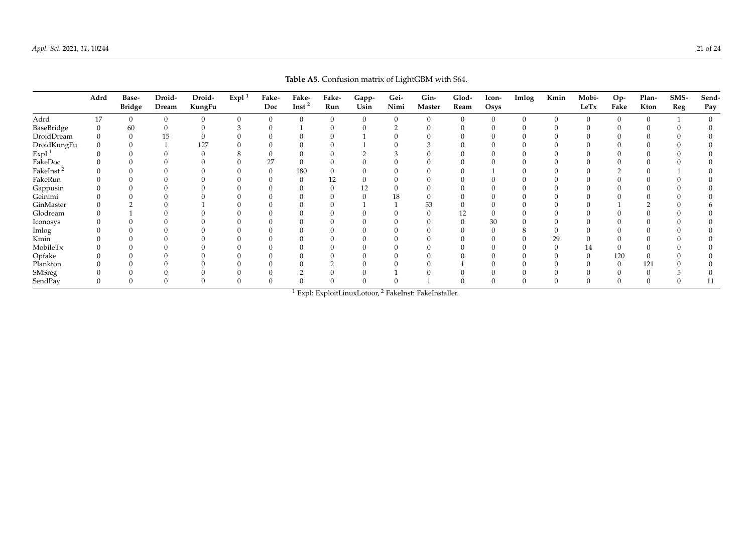**Table A5.** Confusion matrix of LightGBM with S64.

| | Adrd | Base-Bridge | Droid-Dream | Droid-KungFu | Expl [1] | Fake-Doc | Fake-Inst [2] | Fake-Run | Gapp-Usin | Gei-Nimi | Gin-Master | Glod-Ream | Icon-Osys | Imlog | Kmin | Mobi-LeTx | Op-Fake | Plan-Kton | SMS-Reg | Send-Pay |
|---|---|---|---|---|---|---|---|---|---|---|---|---|---|---|---|---|---|---|---|---|
| Adrd | 17 | 0 | 0 | 0 | 0 | 0 | 0 | 0 | 0 | 0 | 0 | 0 | 0 | 0 | 0 | 0 | 0 | 0 | 1 | 0 |
| BaseBridge | 0 | 60 | 0 | 0 | 3 | 0 | 1 | 0 | 0 | 2 | 0 | 0 | 0 | 0 | 0 | 0 | 0 | 0 | 0 | 0 |
| DroidDream | 0 | 0 | 15 | 0 | 0 | 0 | 0 | 0 | 1 | 0 | 0 | 0 | 0 | 0 | 0 | 0 | 0 | 0 | 0 | 0 |
| DroidKungFu | 0 | 0 | 1 | 127 | 0 | 0 | 0 | 0 | 1 | 0 | 3 | 0 | 0 | 0 | 0 | 0 | 0 | 0 | 0 | 0 |
| Expl [1] | 0 | 0 | 0 | 0 | 8 | 0 | 0 | 0 | 2 | 3 | 0 | 0 | 0 | 0 | 0 | 0 | 0 | 0 | 0 | 0 |
| FakeDoc | 0 | 0 | 0 | 0 | 0 | 27 | 0 | 0 | 0 | 0 | 0 | 0 | 0 | 0 | 0 | 0 | 0 | 0 | 0 | 0 |
| FakeInst [2] | 0 | 0 | 0 | 0 | 0 | 0 | 180 | 0 | 0 | 0 | 0 | 0 | 1 | 0 | 0 | 0 | 2 | 0 | 1 | 0 |
| FakeRun | 0 | 0 | 0 | 0 | 0 | 0 | 0 | 12 | 0 | 0 | 0 | 0 | 0 | 0 | 0 | 0 | 0 | 0 | 0 | 0 |
| Gappusin | 0 | 0 | 0 | 0 | 0 | 0 | 0 | 0 | 12 | 0 | 0 | 0 | 0 | 0 | 0 | 0 | 0 | 0 | 0 | 0 |
| Geinimi | 0 | 0 | 0 | 0 | 0 | 0 | 0 | 0 | 0 | 18 | 0 | 0 | 0 | 0 | 0 | 0 | 0 | 0 | 0 | 0 |
| GinMaster | 0 | 2 | 0 | 1 | 0 | 0 | 0 | 0 | 1 | 1 | 53 | 0 | 0 | 0 | 0 | 0 | 1 | 2 | 0 | 6 |
| Glodream | 0 | 1 | 0 | 0 | 0 | 0 | 0 | 0 | 0 | 0 | 0 | 12 | 0 | 0 | 0 | 0 | 0 | 0 | 0 | 0 |
| Iconosys | 0 | 0 | 0 | 0 | 0 | 0 | 0 | 0 | 0 | 0 | 0 | 0 | 30 | 0 | 0 | 0 | 0 | 0 | 0 | 0 |
| Imlog | 0 | 0 | 0 | 0 | 0 | 0 | 0 | 0 | 0 | 0 | 0 | 0 | 0 | 8 | 0 | 0 | 0 | 0 | 0 | 0 |
| Kmin | 0 | 0 | 0 | 0 | 0 | 0 | 0 | 0 | 0 | 0 | 0 | 0 | 0 | 0 | 29 | 0 | 0 | 0 | 0 | 0 |
| MobileTx | 0 | 0 | 0 | 0 | 0 | 0 | 0 | 0 | 0 | 0 | 0 | 0 | 0 | 0 | 0 | 14 | 0 | 0 | 0 | 0 |
| Opfake | 0 | 0 | 0 | 0 | 0 | 0 | 0 | 0 | 0 | 0 | 0 | 0 | 0 | 0 | 0 | 0 | 120 | 0 | 0 | 0 |
| Plankton | 0 | 0 | 0 | 0 | 0 | 0 | 0 | 2 | 0 | 0 | 0 | 1 | 0 | 0 | 0 | 0 | 0 | 121 | 0 | 0 |
| SMSreg | 0 | 0 | 0 | 0 | 0 | 0 | 2 | 0 | 0 | 1 | 0 | 0 | 0 | 0 | 0 | 0 | 0 | 0 | 5 | 0 |
| SendPay | 0 | 0 | 0 | 0 | 0 | 0 | 0 | 0 | 0 | 0 | 1 | 0 | 0 | 0 | 0 | 0 | 0 | 0 | 0 | 11 |

[1] Expl: ExploitLinuxLotoor, [2] FakeInst: FakeInstaller.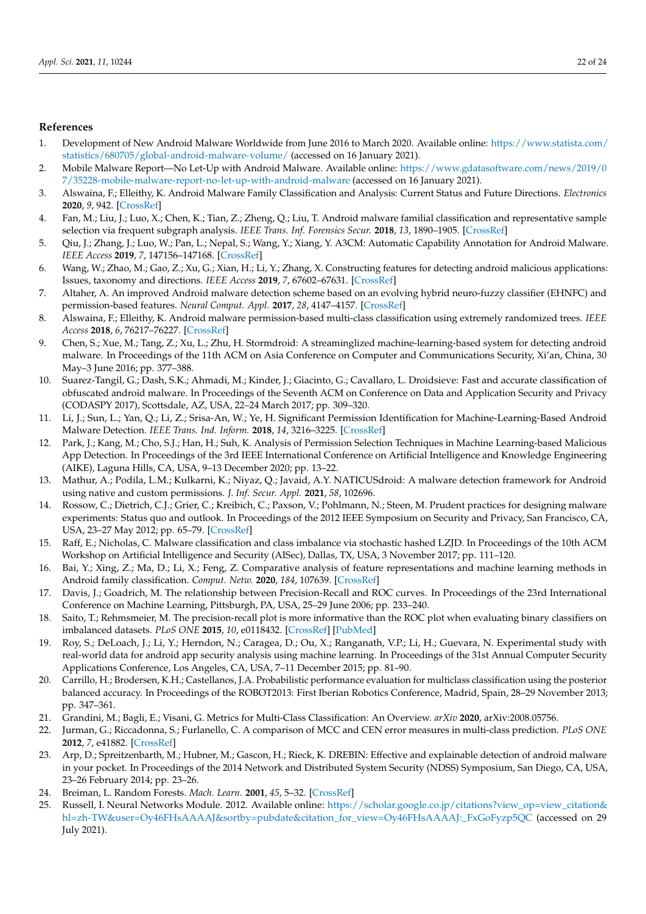## References

1. Development of New Android Malware Worldwide from June 2016 to March 2020. Available online: https://www.statista.com/statistics/680705/global-android-malware-volume/ (accessed on 16 January 2021).
2. Mobile Malware Report—No Let-Up with Android Malware. Available online: https://www.gdatasoftware.com/news/2019/07/35228-mobile-malware-report-no-let-up-with-android-malware (accessed on 16 January 2021).
3. Alswaina, F.; Elleithy, K. Android Malware Family Classification and Analysis: Current Status and Future Directions. *Electronics* **2020**, *9*, 942. [CrossRef]
4. Fan, M.; Liu, J.; Luo, X.; Chen, K.; Tian, Z.; Zheng, Q.; Liu, T. Android malware familial classification and representative sample selection via frequent subgraph analysis. *IEEE Trans. Inf. Forensics Secur.* **2018**, *13*, 1890–1905. [CrossRef]
5. Qiu, J.; Zhang, J.; Luo, W.; Pan, L.; Nepal, S.; Wang, Y.; Xiang, Y. A3CM: Automatic Capability Annotation for Android Malware. *IEEE Access* **2019**, *7*, 147156–147168. [CrossRef]
6. Wang, W.; Zhao, M.; Gao, Z.; Xu, G.; Xian, H.; Li, Y.; Zhang, X. Constructing features for detecting android malicious applications: Issues, taxonomy and directions. *IEEE Access* **2019**, *7*, 67602–67631. [CrossRef]
7. Altaher, A. An improved Android malware detection scheme based on an evolving hybrid neuro-fuzzy classifier (EHNFC) and permission-based features. *Neural Comput. Appl.* **2017**, *28*, 4147–4157. [CrossRef]
8. Alswaina, F.; Elleithy, K. Android malware permission-based multi-class classification using extremely randomized trees. *IEEE Access* **2018**, *6*, 76217–76227. [CrossRef]
9. Chen, S.; Xue, M.; Tang, Z.; Xu, L.; Zhu, H. Stormdroid: A streaminglized machine-learning-based system for detecting android malware. In Proceedings of the 11th ACM on Asia Conference on Computer and Communications Security, Xi'an, China, 30 May–3 June 2016; pp. 377–388.
10. Suarez-Tangil, G.; Dash, S.K.; Ahmadi, M.; Kinder, J.; Giacinto, G.; Cavallaro, L. Droidsieve: Fast and accurate classification of obfuscated android malware. In Proceedings of the Seventh ACM on Conference on Data and Application Security and Privacy (CODASPY 2017), Scottsdale, AZ, USA, 22–24 March 2017; pp. 309–320.
11. Li, J.; Sun, L.; Yan, Q.; Li, Z.; Srisa-An, W.; Ye, H. Significant Permission Identification for Machine-Learning-Based Android Malware Detection. *IEEE Trans. Ind. Inform.* **2018**, *14*, 3216–3225. [CrossRef]
12. Park, J.; Kang, M.; Cho, S.J.; Han, H.; Suh, K. Analysis of Permission Selection Techniques in Machine Learning-based Malicious App Detection. In Proceedings of the 3rd IEEE International Conference on Artificial Intelligence and Knowledge Engineering (AIKE), Laguna Hills, CA, USA, 9–13 December 2020; pp. 13–22.
13. Mathur, A.; Podila, L.M.; Kulkarni, K.; Niyaz, Q.; Javaid, A.Y. NATICUSdroid: A malware detection framework for Android using native and custom permissions. *J. Inf. Secur. Appl.* **2021**, *58*, 102696.
14. Rossow, C.; Dietrich, C.J.; Grier, C.; Kreibich, C.; Paxson, V.; Pohlmann, N.; Steen, M. Prudent practices for designing malware experiments: Status quo and outlook. In Proceedings of the 2012 IEEE Symposium on Security and Privacy, San Francisco, CA, USA, 23–27 May 2012; pp. 65–79. [CrossRef]
15. Raff, E.; Nicholas, C. Malware classification and class imbalance via stochastic hashed LZJD. In Proceedings of the 10th ACM Workshop on Artificial Intelligence and Security (AISec), Dallas, TX, USA, 3 November 2017; pp. 111–120.
16. Bai, Y.; Xing, Z.; Ma, D.; Li, X.; Feng, Z. Comparative analysis of feature representations and machine learning methods in Android family classification. *Comput. Netw.* **2020**, *184*, 107639. [CrossRef]
17. Davis, J.; Goadrich, M. The relationship between Precision-Recall and ROC curves. In Proceedings of the 23rd International Conference on Machine Learning, Pittsburgh, PA, USA, 25–29 June 2006; pp. 233–240.
18. Saito, T.; Rehmsmeier, M. The precision-recall plot is more informative than the ROC plot when evaluating binary classifiers on imbalanced datasets. *PLoS ONE* **2015**, *10*, e0118432. [CrossRef] [PubMed]
19. Roy, S.; DeLoach, J.; Li, Y.; Herndon, N.; Caragea, D.; Ou, X.; Ranganath, V.P.; Li, H.; Guevara, N. Experimental study with real-world data for android app security analysis using machine learning. In Proceedings of the 31st Annual Computer Security Applications Conference, Los Angeles, CA, USA, 7–11 December 2015; pp. 81–90.
20. Carrillo, H.; Brodersen, K.H.; Castellanos, J.A. Probabilistic performance evaluation for multiclass classification using the posterior balanced accuracy. In Proceedings of the ROBOT2013: First Iberian Robotics Conference, Madrid, Spain, 28–29 November 2013; pp. 347–361.
21. Grandini, M.; Bagli, E.; Visani, G. Metrics for Multi-Class Classification: An Overview. *arXiv* **2020**, arXiv:2008.05756.
22. Jurman, G.; Riccadonna, S.; Furlanello, C. A comparison of MCC and CEN error measures in multi-class prediction. *PLoS ONE* **2012**, *7*, e41882. [CrossRef]
23. Arp, D.; Spreitzenbarth, M.; Hubner, M.; Gascon, H.; Rieck, K. DREBIN: Effective and explainable detection of android malware in your pocket. In Proceedings of the 2014 Network and Distributed System Security (NDSS) Symposium, San Diego, CA, USA, 23–26 February 2014; pp. 23–26.
24. Breiman, L. Random Forests. *Mach. Learn.* **2001**, *45*, 5–32. [CrossRef]
25. Russell, I. Neural Networks Module. 2012. Available online: https://scholar.google.co.jp/citations?view_op=view_citation&hl=zh-TW&user=Oy46FHsAAAAJ&sortby=pubdate&citation_for_view=Oy46FHsAAAAJ:_FxGoFyzp5QC (accessed on 29 July 2021).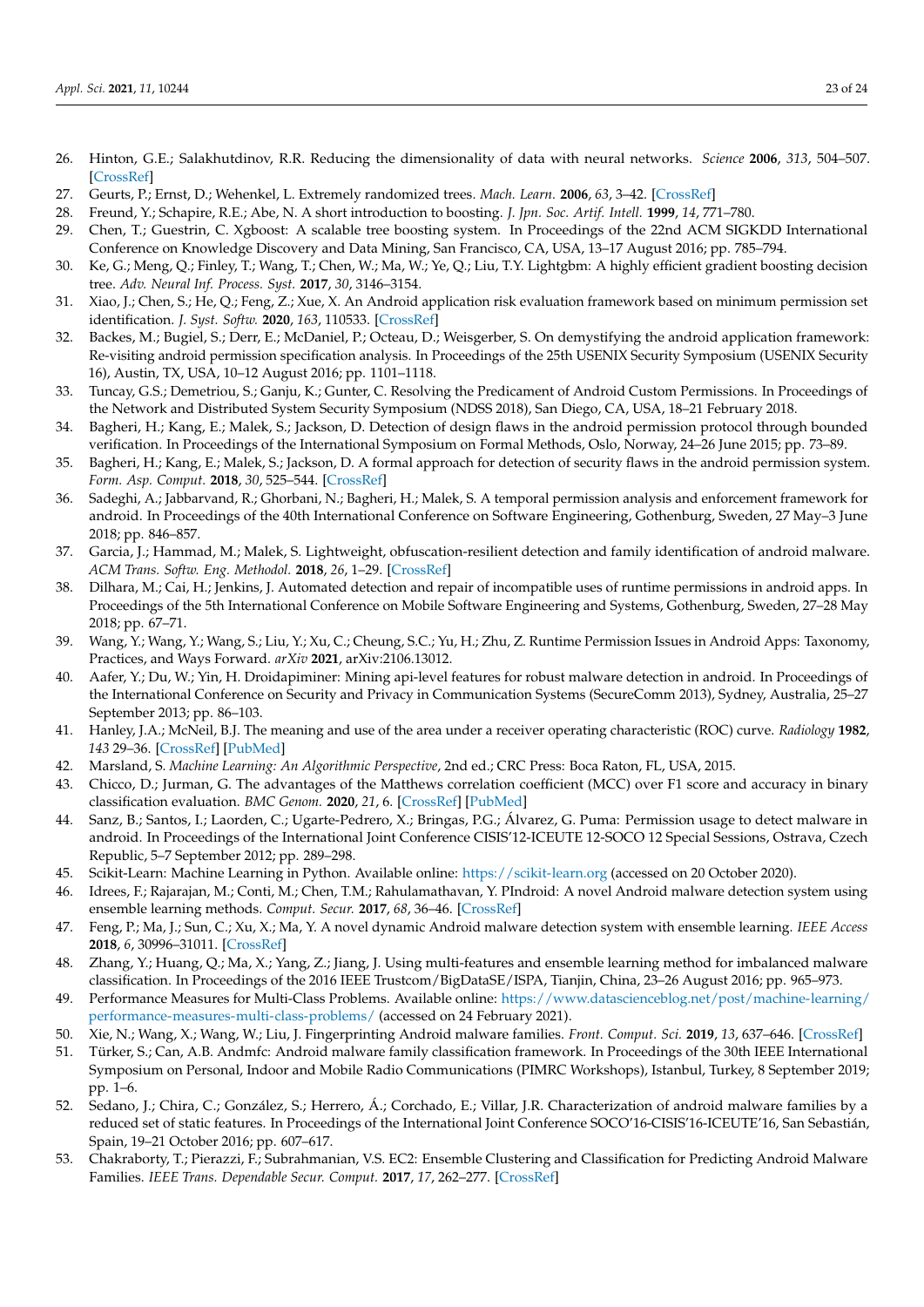26. Hinton, G.E.; Salakhutdinov, R.R. Reducing the dimensionality of data with neural networks. *Science* **2006**, *313*, 504–507. [CrossRef]
27. Geurts, P.; Ernst, D.; Wehenkel, L. Extremely randomized trees. *Mach. Learn.* **2006**, *63*, 3–42. [CrossRef]
28. Freund, Y.; Schapire, R.E.; Abe, N. A short introduction to boosting. *J. Jpn. Soc. Artif. Intell.* **1999**, *14*, 771–780.
29. Chen, T.; Guestrin, C. Xgboost: A scalable tree boosting system. In Proceedings of the 22nd ACM SIGKDD International Conference on Knowledge Discovery and Data Mining, San Francisco, CA, USA, 13–17 August 2016; pp. 785–794.
30. Ke, G.; Meng, Q.; Finley, T.; Wang, T.; Chen, W.; Ma, W.; Ye, Q.; Liu, T.Y. Lightgbm: A highly efficient gradient boosting decision tree. *Adv. Neural Inf. Process. Syst.* **2017**, *30*, 3146–3154.
31. Xiao, J.; Chen, S.; He, Q.; Feng, Z.; Xue, X. An Android application risk evaluation framework based on minimum permission set identification. *J. Syst. Softw.* **2020**, *163*, 110533. [CrossRef]
32. Backes, M.; Bugiel, S.; Derr, E.; McDaniel, P.; Octeau, D.; Weisgerber, S. On demystifying the android application framework: Re-visiting android permission specification analysis. In Proceedings of the 25th USENIX Security Symposium (USENIX Security 16), Austin, TX, USA, 10–12 August 2016; pp. 1101–1118.
33. Tuncay, G.S.; Demetriou, S.; Ganju, K.; Gunter, C. Resolving the Predicament of Android Custom Permissions. In Proceedings of the Network and Distributed System Security Symposium (NDSS 2018), San Diego, CA, USA, 18–21 February 2018.
34. Bagheri, H.; Kang, E.; Malek, S.; Jackson, D. Detection of design flaws in the android permission protocol through bounded verification. In Proceedings of the International Symposium on Formal Methods, Oslo, Norway, 24–26 June 2015; pp. 73–89.
35. Bagheri, H.; Kang, E.; Malek, S.; Jackson, D. A formal approach for detection of security flaws in the android permission system. *Form. Asp. Comput.* **2018**, *30*, 525–544. [CrossRef]
36. Sadeghi, A.; Jabbarvand, R.; Ghorbani, N.; Bagheri, H.; Malek, S. A temporal permission analysis and enforcement framework for android. In Proceedings of the 40th International Conference on Software Engineering, Gothenburg, Sweden, 27 May–3 June 2018; pp. 846–857.
37. Garcia, J.; Hammad, M.; Malek, S. Lightweight, obfuscation-resilient detection and family identification of android malware. *ACM Trans. Softw. Eng. Methodol.* **2018**, *26*, 1–29. [CrossRef]
38. Dilhara, M.; Cai, H.; Jenkins, J. Automated detection and repair of incompatible uses of runtime permissions in android apps. In Proceedings of the 5th International Conference on Mobile Software Engineering and Systems, Gothenburg, Sweden, 27–28 May 2018; pp. 67–71.
39. Wang, Y.; Wang, Y.; Wang, S.; Liu, Y.; Xu, C.; Cheung, S.C.; Yu, H.; Zhu, Z. Runtime Permission Issues in Android Apps: Taxonomy, Practices, and Ways Forward. *arXiv* **2021**, arXiv:2106.13012.
40. Aafer, Y.; Du, W.; Yin, H. Droidapiminer: Mining api-level features for robust malware detection in android. In Proceedings of the International Conference on Security and Privacy in Communication Systems (SecureComm 2013), Sydney, Australia, 25–27 September 2013; pp. 86–103.
41. Hanley, J.A.; McNeil, B.J. The meaning and use of the area under a receiver operating characteristic (ROC) curve. *Radiology* **1982**, *143* 29–36. [CrossRef] [PubMed]
42. Marsland, S. *Machine Learning: An Algorithmic Perspective*, 2nd ed.; CRC Press: Boca Raton, FL, USA, 2015.
43. Chicco, D.; Jurman, G. The advantages of the Matthews correlation coefficient (MCC) over F1 score and accuracy in binary classification evaluation. *BMC Genom.* **2020**, *21*, 6. [CrossRef] [PubMed]
44. Sanz, B.; Santos, I.; Laorden, C.; Ugarte-Pedrero, X.; Bringas, P.G.; Álvarez, G. Puma: Permission usage to detect malware in android. In Proceedings of the International Joint Conference CISIS'12-ICEUTE 12-SOCO 12 Special Sessions, Ostrava, Czech Republic, 5–7 September 2012; pp. 289–298.
45. Scikit-Learn: Machine Learning in Python. Available online: https://scikit-learn.org (accessed on 20 October 2020).
46. Idrees, F.; Rajarajan, M.; Conti, M.; Chen, T.M.; Rahulamathavan, Y. PIndroid: A novel Android malware detection system using ensemble learning methods. *Comput. Secur.* **2017**, *68*, 36–46. [CrossRef]
47. Feng, P.; Ma, J.; Sun, C.; Xu, X.; Ma, Y. A novel dynamic Android malware detection system with ensemble learning. *IEEE Access* **2018**, *6*, 30996–31011. [CrossRef]
48. Zhang, Y.; Huang, Q.; Ma, X.; Yang, Z.; Jiang, J. Using multi-features and ensemble learning method for imbalanced malware classification. In Proceedings of the 2016 IEEE Trustcom/BigDataSE/ISPA, Tianjin, China, 23–26 August 2016; pp. 965–973.
49. Performance Measures for Multi-Class Problems. Available online: https://www.datascienceblog.net/post/machine-learning/performance-measures-multi-class-problems/ (accessed on 24 February 2021).
50. Xie, N.; Wang, X.; Wang, W.; Liu, J. Fingerprinting Android malware families. *Front. Comput. Sci.* **2019**, *13*, 637–646. [CrossRef]
51. Türker, S.; Can, A.B. Andmfc: Android malware family classification framework. In Proceedings of the 30th IEEE International Symposium on Personal, Indoor and Mobile Radio Communications (PIMRC Workshops), Istanbul, Turkey, 8 September 2019; pp. 1–6.
52. Sedano, J.; Chira, C.; González, S.; Herrero, Á.; Corchado, E.; Villar, J.R. Characterization of android malware families by a reduced set of static features. In Proceedings of the International Joint Conference SOCO'16-CISIS'16-ICEUTE'16, San Sebastián, Spain, 19–21 October 2016; pp. 607–617.
53. Chakraborty, T.; Pierazzi, F.; Subrahmanian, V.S. EC2: Ensemble Clustering and Classification for Predicting Android Malware Families. *IEEE Trans. Dependable Secur. Comput.* **2017**, *17*, 262–277. [CrossRef]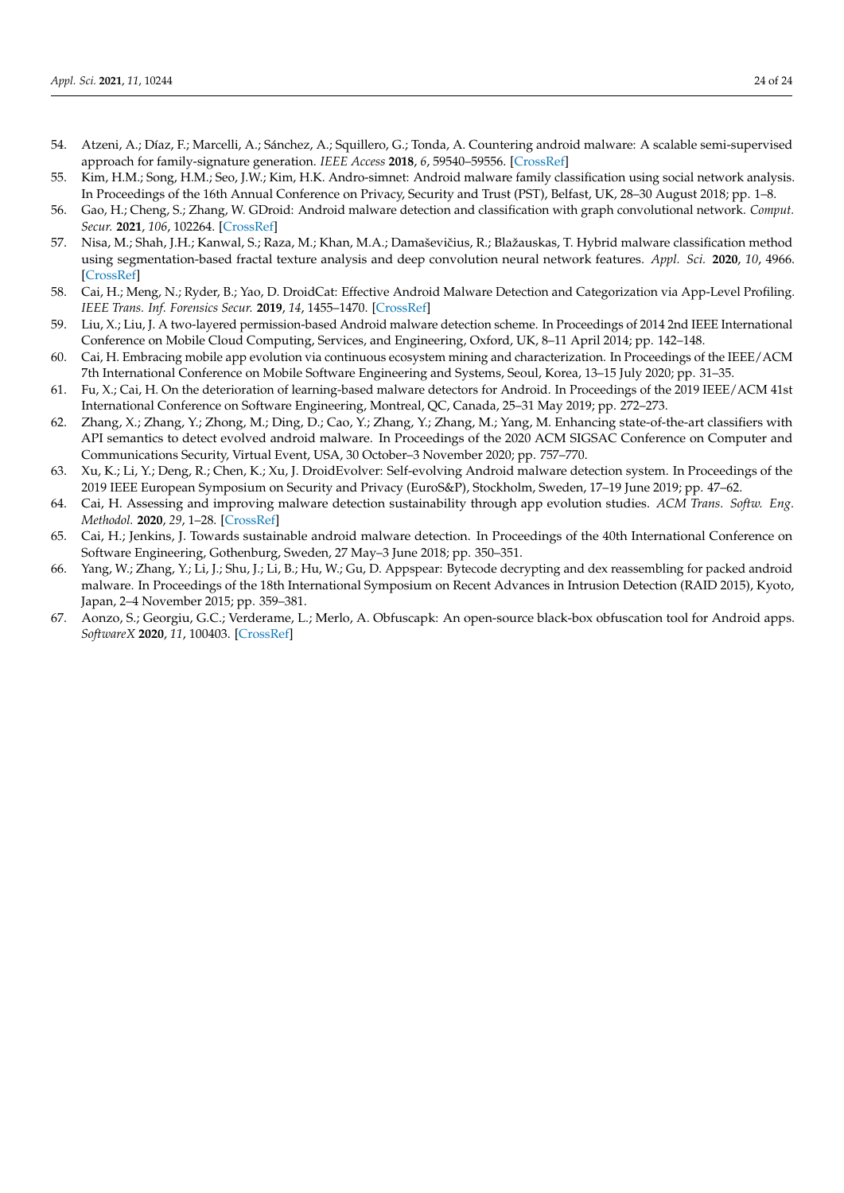54. Atzeni, A.; Díaz, F.; Marcelli, A.; Sánchez, A.; Squillero, G.; Tonda, A. Countering android malware: A scalable semi-supervised approach for family-signature generation. *IEEE Access* **2018**, *6*, 59540–59556. [CrossRef]
55. Kim, H.M.; Song, H.M.; Seo, J.W.; Kim, H.K. Andro-simnet: Android malware family classification using social network analysis. In Proceedings of the 16th Annual Conference on Privacy, Security and Trust (PST), Belfast, UK, 28–30 August 2018; pp. 1–8.
56. Gao, H.; Cheng, S.; Zhang, W. GDroid: Android malware detection and classification with graph convolutional network. *Comput. Secur.* **2021**, *106*, 102264. [CrossRef]
57. Nisa, M.; Shah, J.H.; Kanwal, S.; Raza, M.; Khan, M.A.; Damaševičius, R.; Blažauskas, T. Hybrid malware classification method using segmentation-based fractal texture analysis and deep convolution neural network features. *Appl. Sci.* **2020**, *10*, 4966. [CrossRef]
58. Cai, H.; Meng, N.; Ryder, B.; Yao, D. DroidCat: Effective Android Malware Detection and Categorization via App-Level Profiling. *IEEE Trans. Inf. Forensics Secur.* **2019**, *14*, 1455–1470. [CrossRef]
59. Liu, X.; Liu, J. A two-layered permission-based Android malware detection scheme. In Proceedings of 2014 2nd IEEE International Conference on Mobile Cloud Computing, Services, and Engineering, Oxford, UK, 8–11 April 2014; pp. 142–148.
60. Cai, H. Embracing mobile app evolution via continuous ecosystem mining and characterization. In Proceedings of the IEEE/ACM 7th International Conference on Mobile Software Engineering and Systems, Seoul, Korea, 13–15 July 2020; pp. 31–35.
61. Fu, X.; Cai, H. On the deterioration of learning-based malware detectors for Android. In Proceedings of the 2019 IEEE/ACM 41st International Conference on Software Engineering, Montreal, QC, Canada, 25–31 May 2019; pp. 272–273.
62. Zhang, X.; Zhang, Y.; Zhong, M.; Ding, D.; Cao, Y.; Zhang, Y.; Zhang, M.; Yang, M. Enhancing state-of-the-art classifiers with API semantics to detect evolved android malware. In Proceedings of the 2020 ACM SIGSAC Conference on Computer and Communications Security, Virtual Event, USA, 30 October–3 November 2020; pp. 757–770.
63. Xu, K.; Li, Y.; Deng, R.; Chen, K.; Xu, J. DroidEvolver: Self-evolving Android malware detection system. In Proceedings of the 2019 IEEE European Symposium on Security and Privacy (EuroS&P), Stockholm, Sweden, 17–19 June 2019; pp. 47–62.
64. Cai, H. Assessing and improving malware detection sustainability through app evolution studies. *ACM Trans. Softw. Eng. Methodol.* **2020**, *29*, 1–28. [CrossRef]
65. Cai, H.; Jenkins, J. Towards sustainable android malware detection. In Proceedings of the 40th International Conference on Software Engineering, Gothenburg, Sweden, 27 May–3 June 2018; pp. 350–351.
66. Yang, W.; Zhang, Y.; Li, J.; Shu, J.; Li, B.; Hu, W.; Gu, D. Appspear: Bytecode decrypting and dex reassembling for packed android malware. In Proceedings of the 18th International Symposium on Recent Advances in Intrusion Detection (RAID 2015), Kyoto, Japan, 2–4 November 2015; pp. 359–381.
67. Aonzo, S.; Georgiu, G.C.; Verderame, L.; Merlo, A. Obfuscapk: An open-source black-box obfuscation tool for Android apps. *SoftwareX* **2020**, *11*, 100403. [CrossRef]